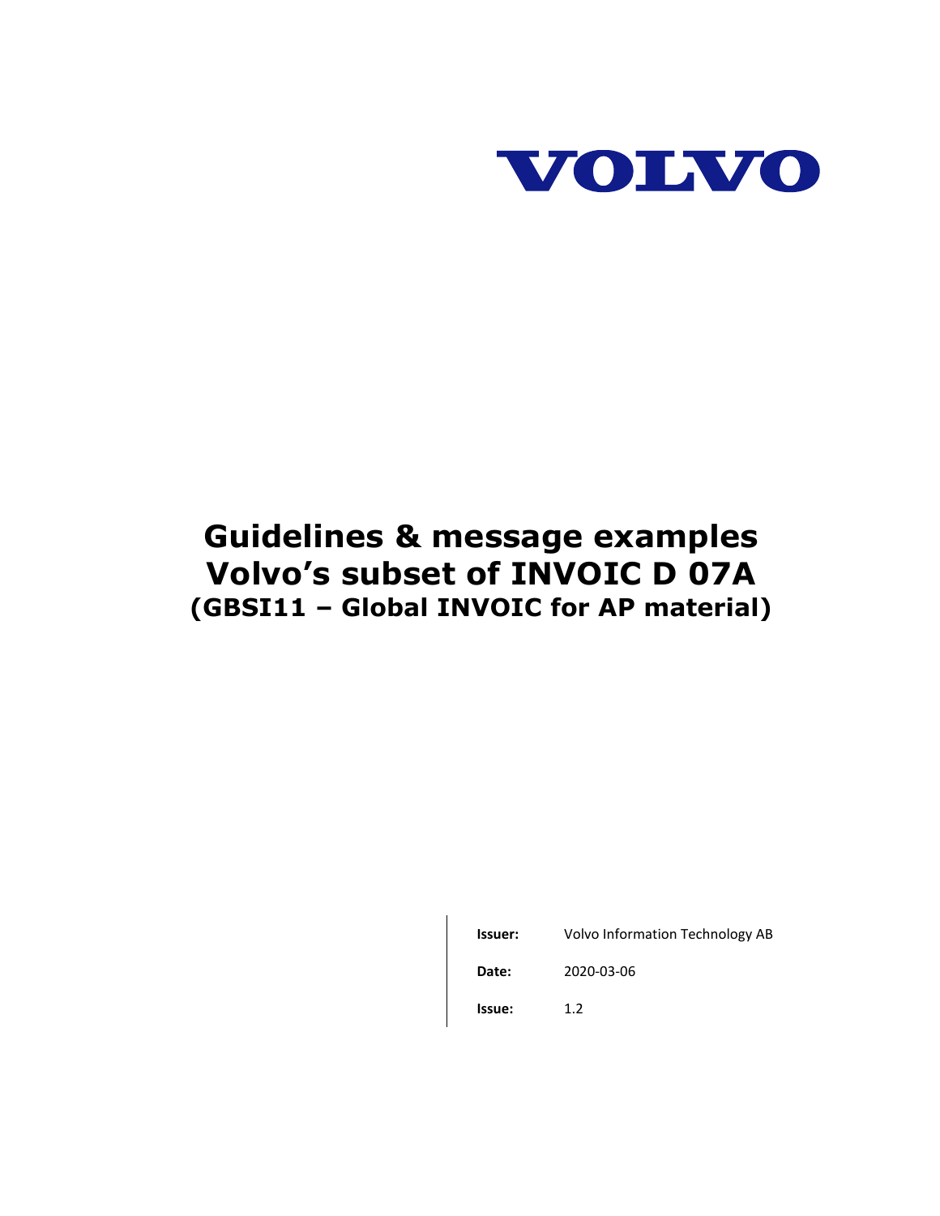VOLVO

# Guidelines & message examples
# Volvo's subset of INVOIC D 07A
## (GBSI11 – Global INVOIC for AP material)

| | |
|---|---|
| **Issuer:** | Volvo Information Technology AB |
| **Date:** | 2020-03-06 |
| **Issue:** | 1.2 |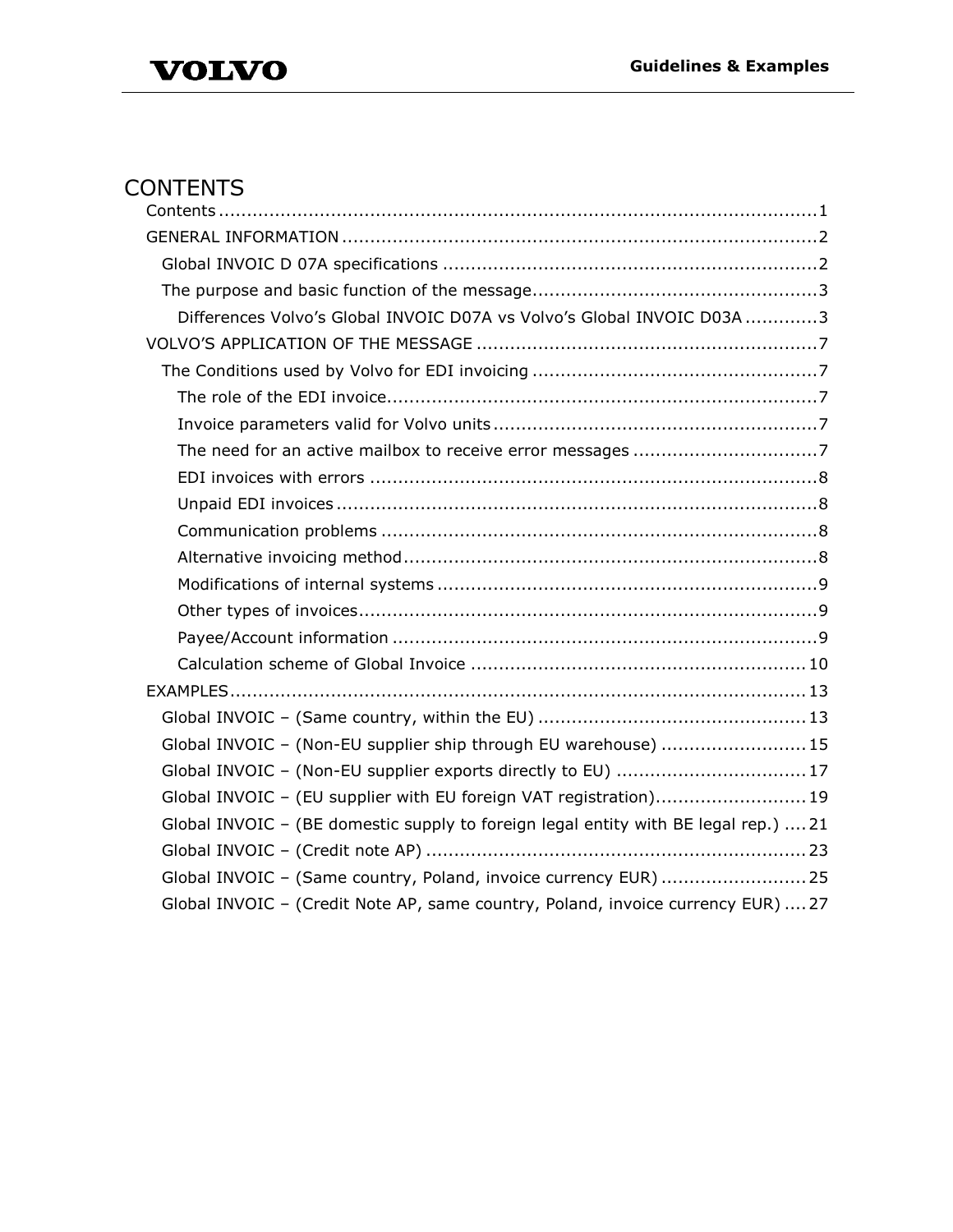# CONTENTS

- Contents ........................................................................................................ 1
- GENERAL INFORMATION ..................................................................................... 2
  - Global INVOIC D 07A specifications ................................................................... 2
  - The purpose and basic function of the message.................................................. 3
    - Differences Volvo's Global INVOIC D07A vs Volvo's Global INVOIC D03A ............ 3
- VOLVO'S APPLICATION OF THE MESSAGE ............................................................ 7
  - The Conditions used by Volvo for EDI invoicing .................................................. 7
    - The role of the EDI invoice............................................................................ 7
    - Invoice parameters valid for Volvo units ......................................................... 7
    - The need for an active mailbox to receive error messages ................................ 7
    - EDI invoices with errors ............................................................................... 8
    - Unpaid EDI invoices ..................................................................................... 8
    - Communication problems ............................................................................. 8
    - Alternative invoicing method.......................................................................... 8
    - Modifications of internal systems ................................................................... 9
    - Other types of invoices................................................................................. 9
    - Payee/Account information ........................................................................... 9
    - Calculation scheme of Global Invoice ........................................................... 10
- EXAMPLES ..................................................................................................... 13
  - Global INVOIC – (Same country, within the EU) ............................................... 13
  - Global INVOIC – (Non-EU supplier ship through EU warehouse) ......................... 15
  - Global INVOIC – (Non-EU supplier exports directly to EU) ................................. 17
  - Global INVOIC – (EU supplier with EU foreign VAT registration).......................... 19
  - Global INVOIC – (BE domestic supply to foreign legal entity with BE legal rep.) .... 21
  - Global INVOIC – (Credit note AP) .................................................................... 23
  - Global INVOIC – (Same country, Poland, invoice currency EUR) ......................... 25
  - Global INVOIC – (Credit Note AP, same country, Poland, invoice currency EUR) .... 27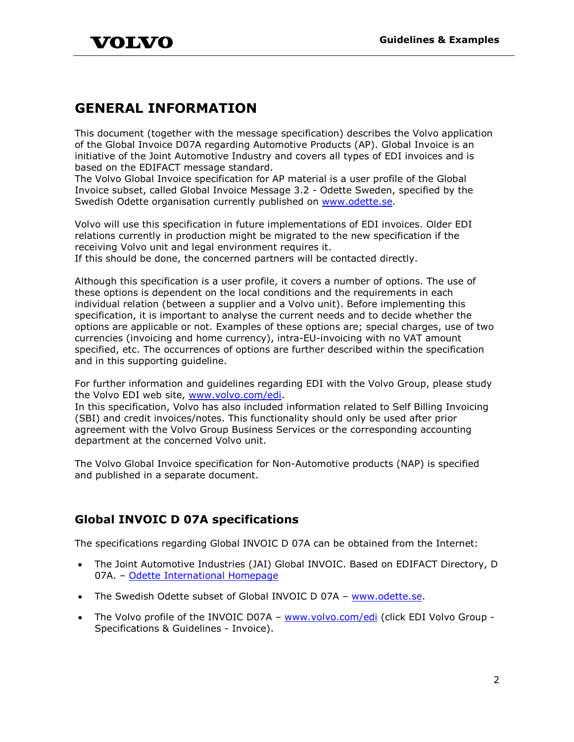# GENERAL INFORMATION

This document (together with the message specification) describes the Volvo application of the Global Invoice D07A regarding Automotive Products (AP). Global Invoice is an initiative of the Joint Automotive Industry and covers all types of EDI invoices and is based on the EDIFACT message standard.
The Volvo Global Invoice specification for AP material is a user profile of the Global Invoice subset, called Global Invoice Message 3.2 - Odette Sweden, specified by the Swedish Odette organisation currently published on [www.odette.se](http://www.odette.se).

Volvo will use this specification in future implementations of EDI invoices. Older EDI relations currently in production might be migrated to the new specification if the receiving Volvo unit and legal environment requires it.
If this should be done, the concerned partners will be contacted directly.

Although this specification is a user profile, it covers a number of options. The use of these options is dependent on the local conditions and the requirements in each individual relation (between a supplier and a Volvo unit). Before implementing this specification, it is important to analyse the current needs and to decide whether the options are applicable or not. Examples of these options are; special charges, use of two currencies (invoicing and home currency), intra-EU-invoicing with no VAT amount specified, etc. The occurrences of options are further described within the specification and in this supporting guideline.

For further information and guidelines regarding EDI with the Volvo Group, please study the Volvo EDI web site, [www.volvo.com/edi](http://www.volvo.com/edi).
In this specification, Volvo has also included information related to Self Billing Invoicing (SBI) and credit invoices/notes. This functionality should only be used after prior agreement with the Volvo Group Business Services or the corresponding accounting department at the concerned Volvo unit.

The Volvo Global Invoice specification for Non-Automotive products (NAP) is specified and published in a separate document.

## Global INVOIC D 07A specifications

The specifications regarding Global INVOIC D 07A can be obtained from the Internet:

- The Joint Automotive Industries (JAI) Global INVOIC. Based on EDIFACT Directory, D 07A. – Odette International Homepage
- The Swedish Odette subset of Global INVOIC D 07A – [www.odette.se](http://www.odette.se).
- The Volvo profile of the INVOIC D07A – [www.volvo.com/edi](http://www.volvo.com/edi) (click EDI Volvo Group - Specifications & Guidelines - Invoice).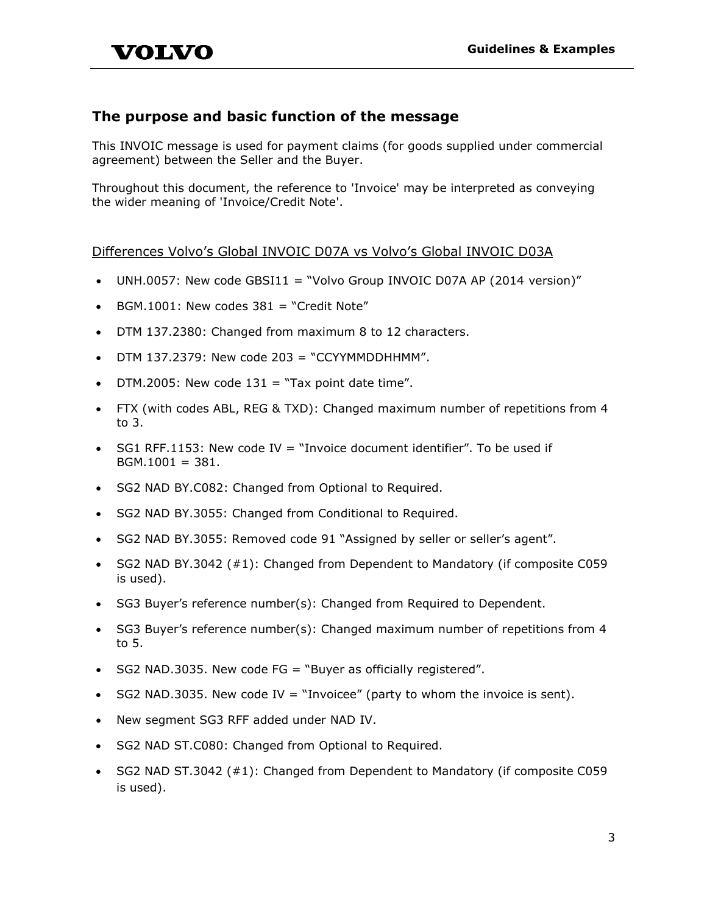## The purpose and basic function of the message

This INVOIC message is used for payment claims (for goods supplied under commercial agreement) between the Seller and the Buyer.

Throughout this document, the reference to 'Invoice' may be interpreted as conveying the wider meaning of 'Invoice/Credit Note'.

### Differences Volvo's Global INVOIC D07A vs Volvo's Global INVOIC D03A

- UNH.0057: New code GBSI11 = "Volvo Group INVOIC D07A AP (2014 version)"
- BGM.1001: New codes 381 = "Credit Note"
- DTM 137.2380: Changed from maximum 8 to 12 characters.
- DTM 137.2379: New code 203 = "CCYYMMDDHHMM".
- DTM.2005: New code 131 = "Tax point date time".
- FTX (with codes ABL, REG & TXD): Changed maximum number of repetitions from 4 to 3.
- SG1 RFF.1153: New code IV = "Invoice document identifier". To be used if BGM.1001 = 381.
- SG2 NAD BY.C082: Changed from Optional to Required.
- SG2 NAD BY.3055: Changed from Conditional to Required.
- SG2 NAD BY.3055: Removed code 91 "Assigned by seller or seller's agent".
- SG2 NAD BY.3042 (#1): Changed from Dependent to Mandatory (if composite C059 is used).
- SG3 Buyer's reference number(s): Changed from Required to Dependent.
- SG3 Buyer's reference number(s): Changed maximum number of repetitions from 4 to 5.
- SG2 NAD.3035. New code FG = "Buyer as officially registered".
- SG2 NAD.3035. New code IV = "Invoicee" (party to whom the invoice is sent).
- New segment SG3 RFF added under NAD IV.
- SG2 NAD ST.C080: Changed from Optional to Required.
- SG2 NAD ST.3042 (#1): Changed from Dependent to Mandatory (if composite C059 is used).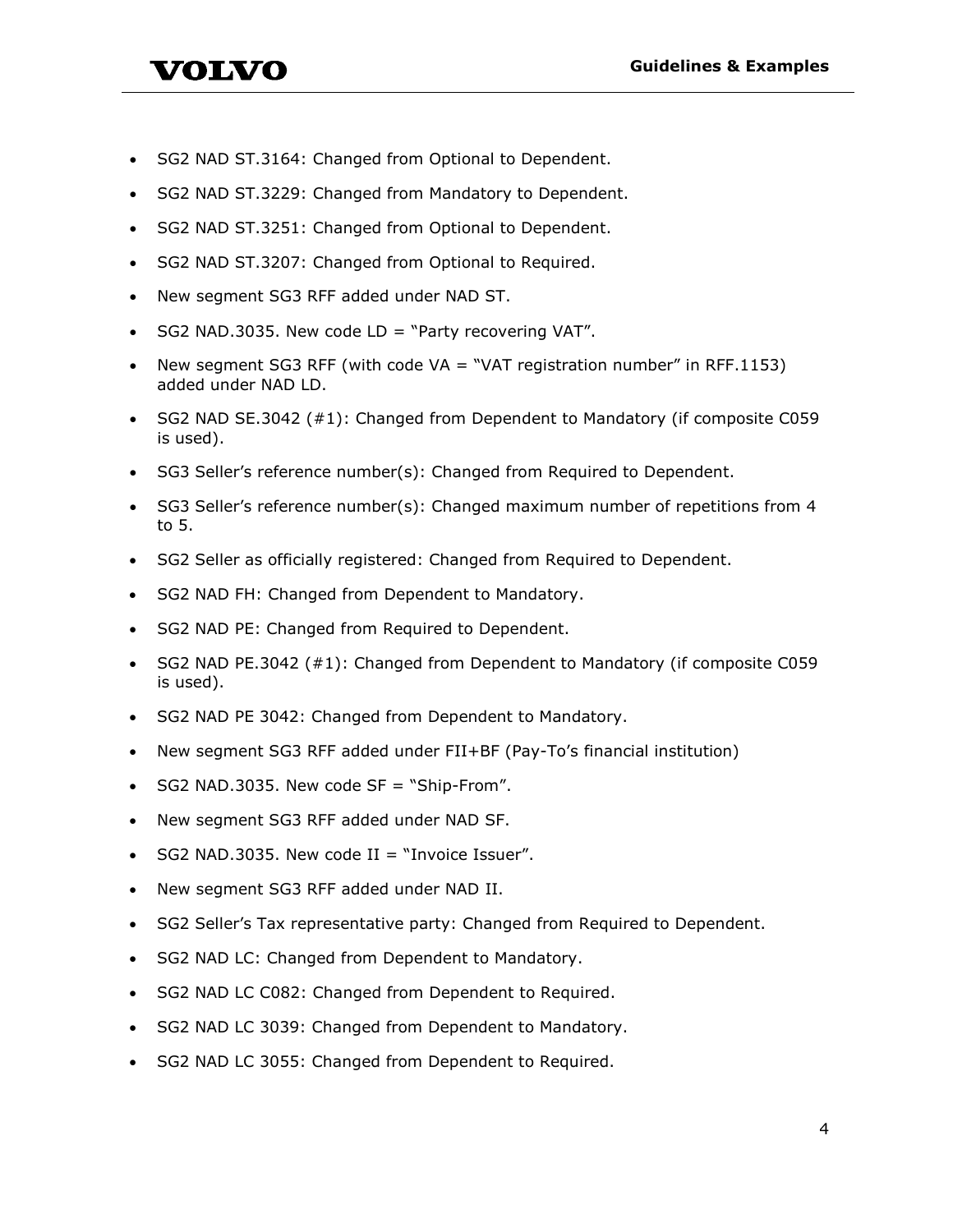- SG2 NAD ST.3164: Changed from Optional to Dependent.
- SG2 NAD ST.3229: Changed from Mandatory to Dependent.
- SG2 NAD ST.3251: Changed from Optional to Dependent.
- SG2 NAD ST.3207: Changed from Optional to Required.
- New segment SG3 RFF added under NAD ST.
- SG2 NAD.3035. New code LD = "Party recovering VAT".
- New segment SG3 RFF (with code VA = "VAT registration number" in RFF.1153) added under NAD LD.
- SG2 NAD SE.3042 (#1): Changed from Dependent to Mandatory (if composite C059 is used).
- SG3 Seller's reference number(s): Changed from Required to Dependent.
- SG3 Seller's reference number(s): Changed maximum number of repetitions from 4 to 5.
- SG2 Seller as officially registered: Changed from Required to Dependent.
- SG2 NAD FH: Changed from Dependent to Mandatory.
- SG2 NAD PE: Changed from Required to Dependent.
- SG2 NAD PE.3042 (#1): Changed from Dependent to Mandatory (if composite C059 is used).
- SG2 NAD PE 3042: Changed from Dependent to Mandatory.
- New segment SG3 RFF added under FII+BF (Pay-To's financial institution)
- SG2 NAD.3035. New code SF = "Ship-From".
- New segment SG3 RFF added under NAD SF.
- SG2 NAD.3035. New code II = "Invoice Issuer".
- New segment SG3 RFF added under NAD II.
- SG2 Seller's Tax representative party: Changed from Required to Dependent.
- SG2 NAD LC: Changed from Dependent to Mandatory.
- SG2 NAD LC C082: Changed from Dependent to Required.
- SG2 NAD LC 3039: Changed from Dependent to Mandatory.
- SG2 NAD LC 3055: Changed from Dependent to Required.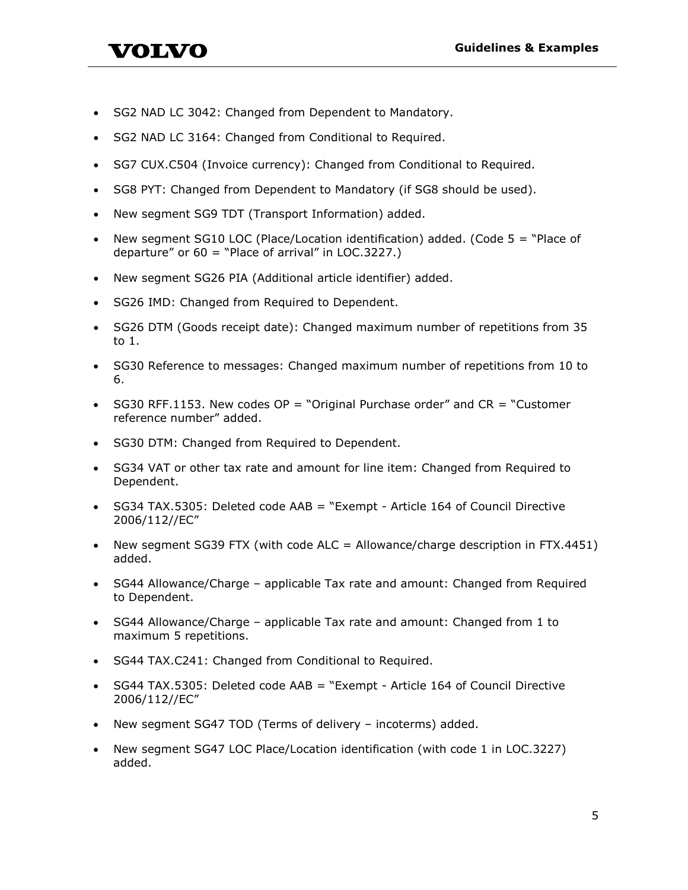- SG2 NAD LC 3042: Changed from Dependent to Mandatory.
- SG2 NAD LC 3164: Changed from Conditional to Required.
- SG7 CUX.C504 (Invoice currency): Changed from Conditional to Required.
- SG8 PYT: Changed from Dependent to Mandatory (if SG8 should be used).
- New segment SG9 TDT (Transport Information) added.
- New segment SG10 LOC (Place/Location identification) added. (Code 5 = "Place of departure" or 60 = "Place of arrival" in LOC.3227.)
- New segment SG26 PIA (Additional article identifier) added.
- SG26 IMD: Changed from Required to Dependent.
- SG26 DTM (Goods receipt date): Changed maximum number of repetitions from 35 to 1.
- SG30 Reference to messages: Changed maximum number of repetitions from 10 to 6.
- SG30 RFF.1153. New codes OP = "Original Purchase order" and CR = "Customer reference number" added.
- SG30 DTM: Changed from Required to Dependent.
- SG34 VAT or other tax rate and amount for line item: Changed from Required to Dependent.
- SG34 TAX.5305: Deleted code AAB = "Exempt - Article 164 of Council Directive 2006/112//EC"
- New segment SG39 FTX (with code ALC = Allowance/charge description in FTX.4451) added.
- SG44 Allowance/Charge – applicable Tax rate and amount: Changed from Required to Dependent.
- SG44 Allowance/Charge – applicable Tax rate and amount: Changed from 1 to maximum 5 repetitions.
- SG44 TAX.C241: Changed from Conditional to Required.
- SG44 TAX.5305: Deleted code AAB = "Exempt - Article 164 of Council Directive 2006/112//EC"
- New segment SG47 TOD (Terms of delivery – incoterms) added.
- New segment SG47 LOC Place/Location identification (with code 1 in LOC.3227) added.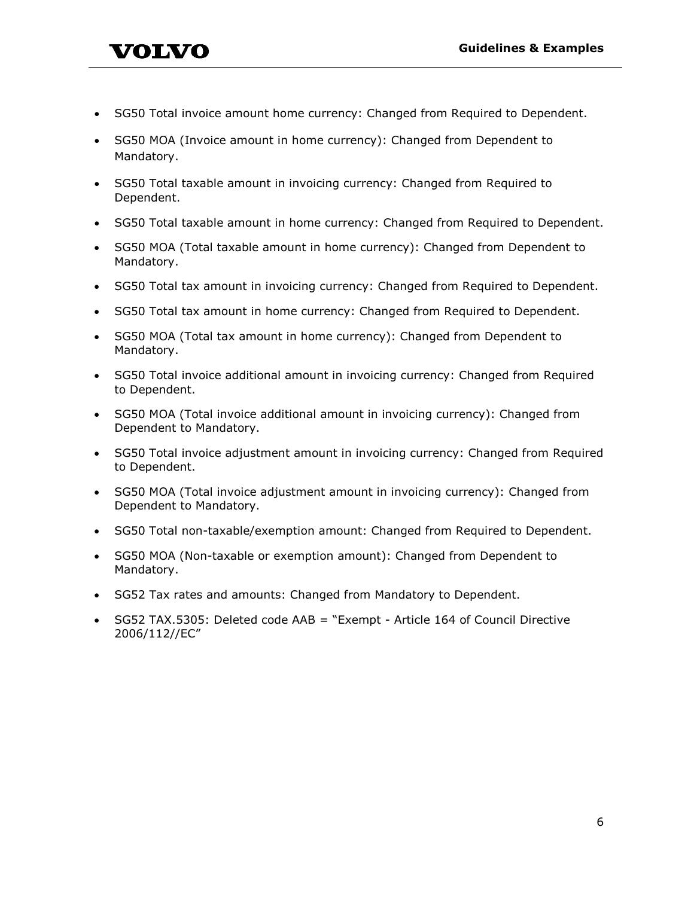- SG50 Total invoice amount home currency: Changed from Required to Dependent.
- SG50 MOA (Invoice amount in home currency): Changed from Dependent to Mandatory.
- SG50 Total taxable amount in invoicing currency: Changed from Required to Dependent.
- SG50 Total taxable amount in home currency: Changed from Required to Dependent.
- SG50 MOA (Total taxable amount in home currency): Changed from Dependent to Mandatory.
- SG50 Total tax amount in invoicing currency: Changed from Required to Dependent.
- SG50 Total tax amount in home currency: Changed from Required to Dependent.
- SG50 MOA (Total tax amount in home currency): Changed from Dependent to Mandatory.
- SG50 Total invoice additional amount in invoicing currency: Changed from Required to Dependent.
- SG50 MOA (Total invoice additional amount in invoicing currency): Changed from Dependent to Mandatory.
- SG50 Total invoice adjustment amount in invoicing currency: Changed from Required to Dependent.
- SG50 MOA (Total invoice adjustment amount in invoicing currency): Changed from Dependent to Mandatory.
- SG50 Total non-taxable/exemption amount: Changed from Required to Dependent.
- SG50 MOA (Non-taxable or exemption amount): Changed from Dependent to Mandatory.
- SG52 Tax rates and amounts: Changed from Mandatory to Dependent.
- SG52 TAX.5305: Deleted code AAB = “Exempt - Article 164 of Council Directive 2006/112//EC”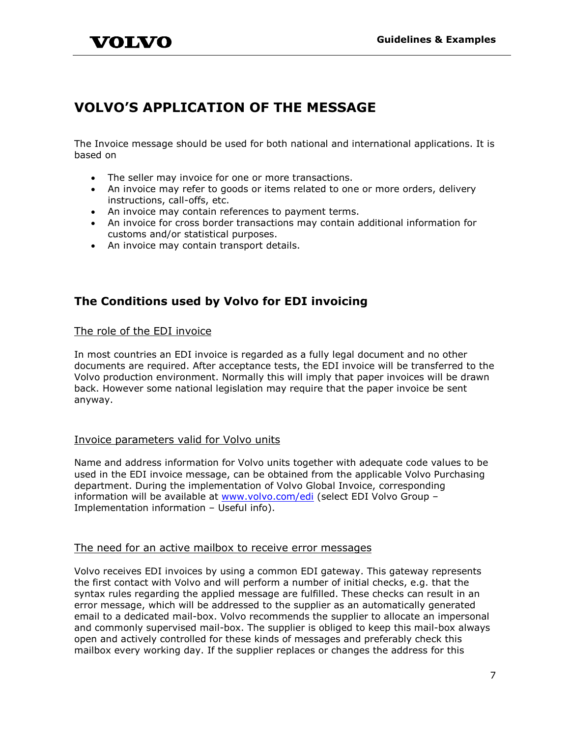# VOLVO'S APPLICATION OF THE MESSAGE

The Invoice message should be used for both national and international applications. It is based on

- The seller may invoice for one or more transactions.
- An invoice may refer to goods or items related to one or more orders, delivery instructions, call-offs, etc.
- An invoice may contain references to payment terms.
- An invoice for cross border transactions may contain additional information for customs and/or statistical purposes.
- An invoice may contain transport details.

## The Conditions used by Volvo for EDI invoicing

### The role of the EDI invoice

In most countries an EDI invoice is regarded as a fully legal document and no other documents are required. After acceptance tests, the EDI invoice will be transferred to the Volvo production environment. Normally this will imply that paper invoices will be drawn back. However some national legislation may require that the paper invoice be sent anyway.

### Invoice parameters valid for Volvo units

Name and address information for Volvo units together with adequate code values to be used in the EDI invoice message, can be obtained from the applicable Volvo Purchasing department. During the implementation of Volvo Global Invoice, corresponding information will be available at [www.volvo.com/edi](www.volvo.com/edi) (select EDI Volvo Group – Implementation information – Useful info).

### The need for an active mailbox to receive error messages

Volvo receives EDI invoices by using a common EDI gateway. This gateway represents the first contact with Volvo and will perform a number of initial checks, e.g. that the syntax rules regarding the applied message are fulfilled. These checks can result in an error message, which will be addressed to the supplier as an automatically generated email to a dedicated mail-box. Volvo recommends the supplier to allocate an impersonal and commonly supervised mail-box. The supplier is obliged to keep this mail-box always open and actively controlled for these kinds of messages and preferably check this mailbox every working day. If the supplier replaces or changes the address for this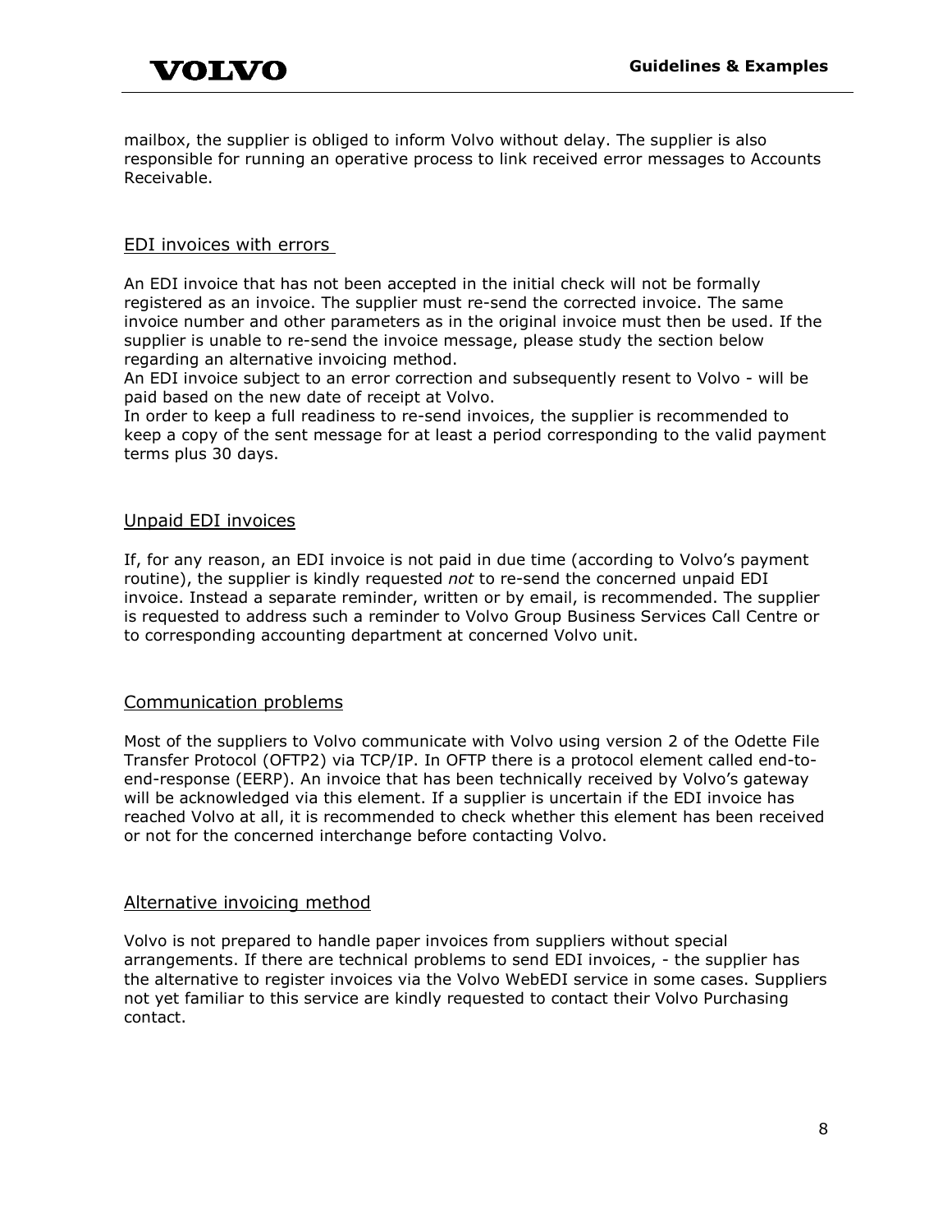mailbox, the supplier is obliged to inform Volvo without delay. The supplier is also responsible for running an operative process to link received error messages to Accounts Receivable.

## EDI invoices with errors

An EDI invoice that has not been accepted in the initial check will not be formally registered as an invoice. The supplier must re-send the corrected invoice. The same invoice number and other parameters as in the original invoice must then be used. If the supplier is unable to re-send the invoice message, please study the section below regarding an alternative invoicing method.
An EDI invoice subject to an error correction and subsequently resent to Volvo - will be paid based on the new date of receipt at Volvo.
In order to keep a full readiness to re-send invoices, the supplier is recommended to keep a copy of the sent message for at least a period corresponding to the valid payment terms plus 30 days.

## Unpaid EDI invoices

If, for any reason, an EDI invoice is not paid in due time (according to Volvo's payment routine), the supplier is kindly requested *not* to re-send the concerned unpaid EDI invoice. Instead a separate reminder, written or by email, is recommended. The supplier is requested to address such a reminder to Volvo Group Business Services Call Centre or to corresponding accounting department at concerned Volvo unit.

## Communication problems

Most of the suppliers to Volvo communicate with Volvo using version 2 of the Odette File Transfer Protocol (OFTP2) via TCP/IP. In OFTP there is a protocol element called end-to-end-response (EERP). An invoice that has been technically received by Volvo's gateway will be acknowledged via this element. If a supplier is uncertain if the EDI invoice has reached Volvo at all, it is recommended to check whether this element has been received or not for the concerned interchange before contacting Volvo.

## Alternative invoicing method

Volvo is not prepared to handle paper invoices from suppliers without special arrangements. If there are technical problems to send EDI invoices, - the supplier has the alternative to register invoices via the Volvo WebEDI service in some cases. Suppliers not yet familiar to this service are kindly requested to contact their Volvo Purchasing contact.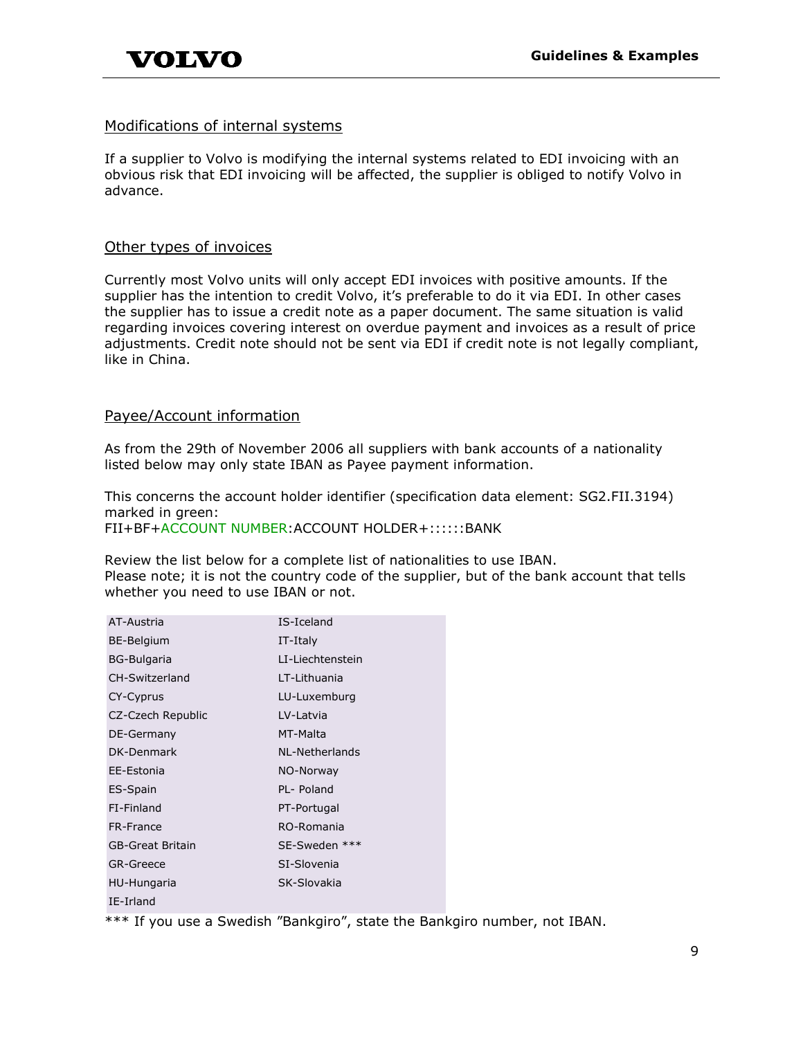## Modifications of internal systems

If a supplier to Volvo is modifying the internal systems related to EDI invoicing with an obvious risk that EDI invoicing will be affected, the supplier is obliged to notify Volvo in advance.

## Other types of invoices

Currently most Volvo units will only accept EDI invoices with positive amounts. If the supplier has the intention to credit Volvo, it's preferable to do it via EDI. In other cases the supplier has to issue a credit note as a paper document. The same situation is valid regarding invoices covering interest on overdue payment and invoices as a result of price adjustments. Credit note should not be sent via EDI if credit note is not legally compliant, like in China.

## Payee/Account information

As from the 29th of November 2006 all suppliers with bank accounts of a nationality listed below may only state IBAN as Payee payment information.

This concerns the account holder identifier (specification data element: SG2.FII.3194) marked in green:
FII+BF+ACCOUNT NUMBER:ACCOUNT HOLDER+::::::BANK

Review the list below for a complete list of nationalities to use IBAN.
Please note; it is not the country code of the supplier, but of the bank account that tells whether you need to use IBAN or not.

| | |
|---|---|
| AT-Austria | IS-Iceland |
| BE-Belgium | IT-Italy |
| BG-Bulgaria | LI-Liechtenstein |
| CH-Switzerland | LT-Lithuania |
| CY-Cyprus | LU-Luxemburg |
| CZ-Czech Republic | LV-Latvia |
| DE-Germany | MT-Malta |
| DK-Denmark | NL-Netherlands |
| EE-Estonia | NO-Norway |
| ES-Spain | PL- Poland |
| FI-Finland | PT-Portugal |
| FR-France | RO-Romania |
| GB-Great Britain | SE-Sweden *** |
| GR-Greece | SI-Slovenia |
| HU-Hungaria | SK-Slovakia |
| IE-Irland | |

*** If you use a Swedish "Bankgiro", state the Bankgiro number, not IBAN.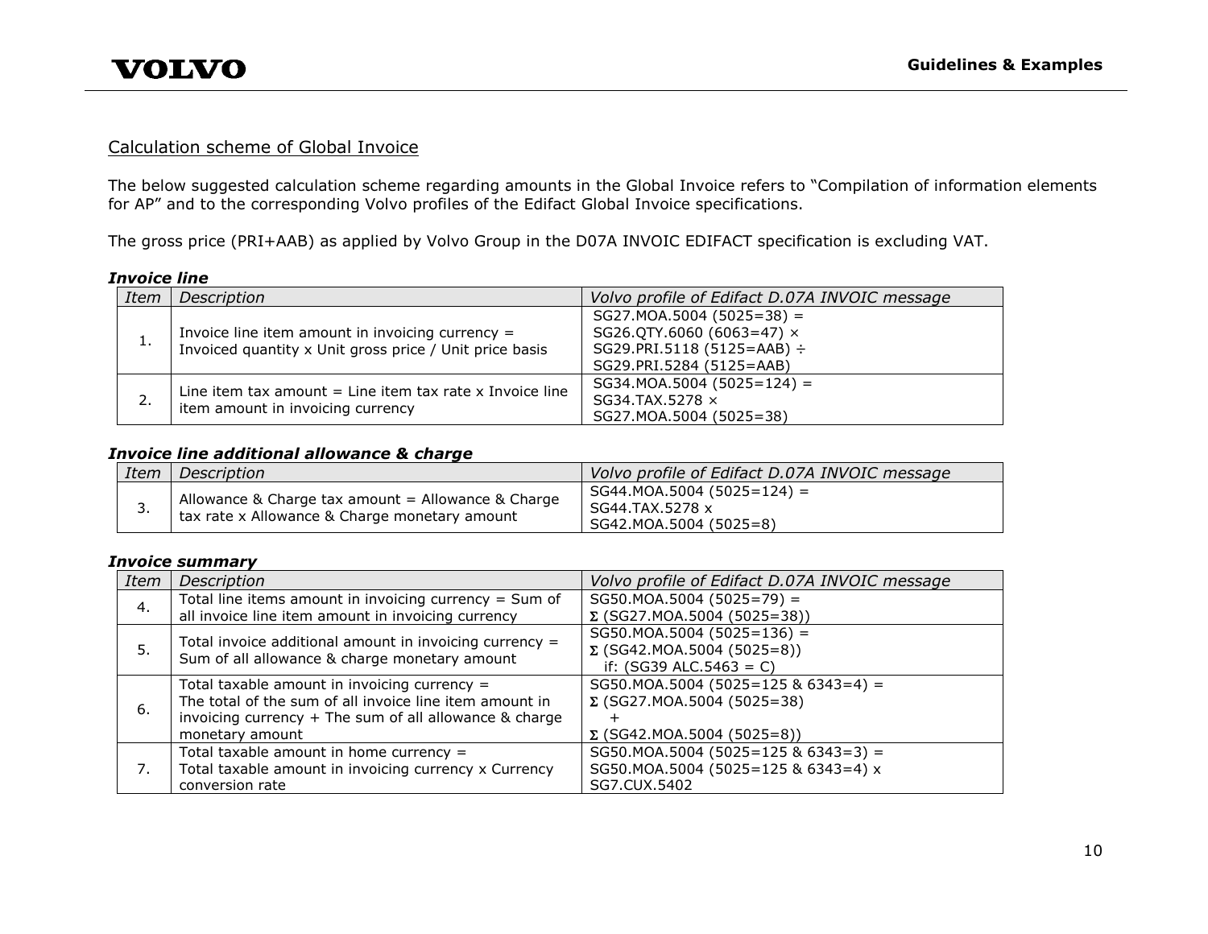## Calculation scheme of Global Invoice

The below suggested calculation scheme regarding amounts in the Global Invoice refers to "Compilation of information elements for AP" and to the corresponding Volvo profiles of the Edifact Global Invoice specifications.

The gross price (PRI+AAB) as applied by Volvo Group in the D07A INVOIC EDIFACT specification is excluding VAT.

***Invoice line***

| *Item* | *Description* | *Volvo profile of Edifact D.07A INVOIC message* |
|---|---|---|
| 1. | Invoice line item amount in invoicing currency = Invoiced quantity x Unit gross price / Unit price basis | SG27.MOA.5004 (5025=38) = SG26.QTY.6060 (6063=47) × SG29.PRI.5118 (5125=AAB) ÷ SG29.PRI.5284 (5125=AAB) |
| 2. | Line item tax amount = Line item tax rate x Invoice line item amount in invoicing currency | SG34.MOA.5004 (5025=124) = SG34.TAX.5278 × SG27.MOA.5004 (5025=38) |

***Invoice line additional allowance & charge***

| *Item* | *Description* | *Volvo profile of Edifact D.07A INVOIC message* |
|---|---|---|
| 3. | Allowance & Charge tax amount = Allowance & Charge tax rate x Allowance & Charge monetary amount | SG44.MOA.5004 (5025=124) = SG44.TAX.5278 x SG42.MOA.5004 (5025=8) |

***Invoice summary***

| *Item* | *Description* | *Volvo profile of Edifact D.07A INVOIC message* |
|---|---|---|
| 4. | Total line items amount in invoicing currency = Sum of all invoice line item amount in invoicing currency | SG50.MOA.5004 (5025=79) = Σ (SG27.MOA.5004 (5025=38)) |
| 5. | Total invoice additional amount in invoicing currency = Sum of all allowance & charge monetary amount | SG50.MOA.5004 (5025=136) = Σ (SG42.MOA.5004 (5025=8)) if: (SG39 ALC.5463 = C) |
| 6. | Total taxable amount in invoicing currency = The total of the sum of all invoice line item amount in invoicing currency + The sum of all allowance & charge monetary amount | SG50.MOA.5004 (5025=125 & 6343=4) = Σ (SG27.MOA.5004 (5025=38) + Σ (SG42.MOA.5004 (5025=8)) |
| 7. | Total taxable amount in home currency = Total taxable amount in invoicing currency x Currency conversion rate | SG50.MOA.5004 (5025=125 & 6343=3) = SG50.MOA.5004 (5025=125 & 6343=4) x SG7.CUX.5402 |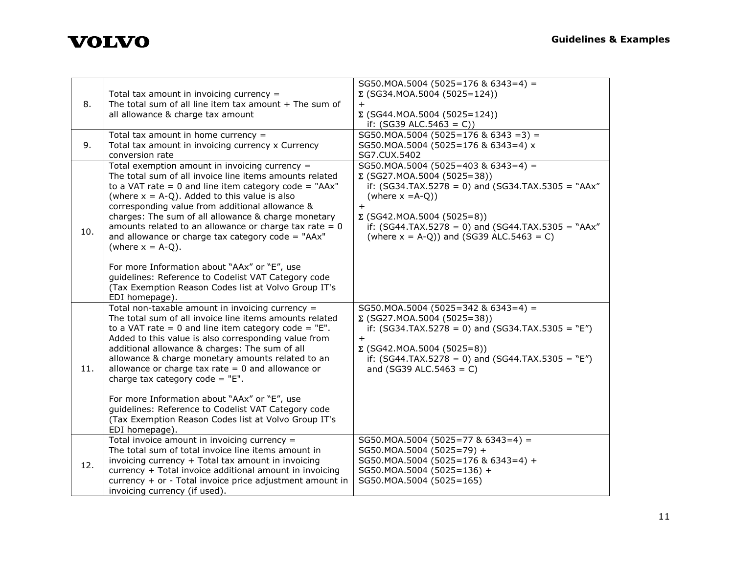| | | |
|---|---|---|
| 8. | Total tax amount in invoicing currency =<br>The total sum of all line item tax amount + The sum of all allowance & charge tax amount | SG50.MOA.5004 (5025=176 & 6343=4) =<br>Σ (SG34.MOA.5004 (5025=124))<br>+<br>Σ (SG44.MOA.5004 (5025=124))<br>if: (SG39 ALC.5463 = C)) |
| 9. | Total tax amount in home currency =<br>Total tax amount in invoicing currency x Currency conversion rate | SG50.MOA.5004 (5025=176 & 6343 =3) =<br>SG50.MOA.5004 (5025=176 & 6343=4) x<br>SG7.CUX.5402 |
| 10. | Total exemption amount in invoicing currency =<br>The total sum of all invoice line items amounts related to a VAT rate = 0 and line item category code = "AAx" (where x = A-Q). Added to this value is also corresponding value from additional allowance & charges: The sum of all allowance & charge monetary amounts related to an allowance or charge tax rate = 0 and allowance or charge tax category code = "AAx" (where x = A-Q).<br><br>For more Information about "AAx" or "E", use guidelines: Reference to Codelist VAT Category code (Tax Exemption Reason Codes list at Volvo Group IT's EDI homepage). | SG50.MOA.5004 (5025=403 & 6343=4) =<br>Σ (SG27.MOA.5004 (5025=38))<br>if: (SG34.TAX.5278 = 0) and (SG34.TAX.5305 = "AAx" (where x =A-Q))<br>+<br>Σ (SG42.MOA.5004 (5025=8))<br>if: (SG44.TAX.5278 = 0) and (SG44.TAX.5305 = "AAx" (where x = A-Q)) and (SG39 ALC.5463 = C) |
| 11. | Total non-taxable amount in invoicing currency =<br>The total sum of all invoice line items amounts related to a VAT rate = 0 and line item category code = "E". Added to this value is also corresponding value from additional allowance & charges: The sum of all allowance & charge monetary amounts related to an allowance or charge tax rate = 0 and allowance or charge tax category code = "E".<br><br>For more Information about "AAx" or "E", use guidelines: Reference to Codelist VAT Category code (Tax Exemption Reason Codes list at Volvo Group IT's EDI homepage). | SG50.MOA.5004 (5025=342 & 6343=4) =<br>Σ (SG27.MOA.5004 (5025=38))<br>if: (SG34.TAX.5278 = 0) and (SG34.TAX.5305 = "E")<br>+<br>Σ (SG42.MOA.5004 (5025=8))<br>if: (SG44.TAX.5278 = 0) and (SG44.TAX.5305 = "E") and (SG39 ALC.5463 = C) |
| 12. | Total invoice amount in invoicing currency =<br>The total sum of total invoice line items amount in invoicing currency + Total tax amount in invoicing currency + Total invoice additional amount in invoicing currency + or - Total invoice price adjustment amount in invoicing currency (if used). | SG50.MOA.5004 (5025=77 & 6343=4) =<br>SG50.MOA.5004 (5025=79) +<br>SG50.MOA.5004 (5025=176 & 6343=4) +<br>SG50.MOA.5004 (5025=136) +<br>SG50.MOA.5004 (5025=165) |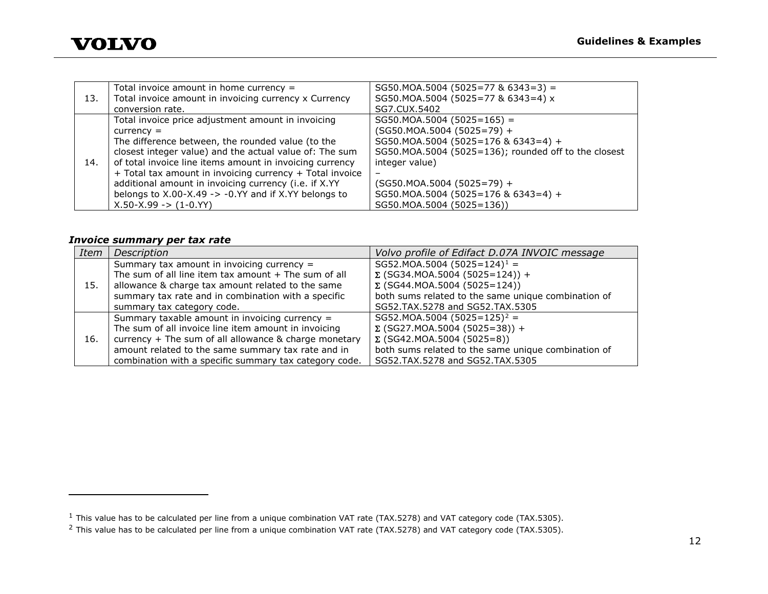| | | |
|---|---|---|
| 13. | Total invoice amount in home currency = Total invoice amount in invoicing currency x Currency conversion rate. | SG50.MOA.5004 (5025=77 & 6343=3) = SG50.MOA.5004 (5025=77 & 6343=4) x SG7.CUX.5402 |
| 14. | Total invoice price adjustment amount in invoicing currency = The difference between, the rounded value (to the closest integer value) and the actual value of: The sum of total invoice line items amount in invoicing currency + Total tax amount in invoicing currency + Total invoice additional amount in invoicing currency (i.e. if X.YY belongs to X.00-X.49 -> -0.YY and if X.YY belongs to X.50-X.99 -> (1-0.YY) | SG50.MOA.5004 (5025=165) = (SG50.MOA.5004 (5025=79) + SG50.MOA.5004 (5025=176 & 6343=4) + SG50.MOA.5004 (5025=136); rounded off to the closest integer value) – (SG50.MOA.5004 (5025=79) + SG50.MOA.5004 (5025=176 & 6343=4) + SG50.MOA.5004 (5025=136)) |

***Invoice summary per tax rate***

| *Item* | *Description* | *Volvo profile of Edifact D.07A INVOIC message* |
|---|---|---|
| 15. | Summary tax amount in invoicing currency = The sum of all line item tax amount + The sum of all allowance & charge tax amount related to the same summary tax rate and in combination with a specific summary tax category code. | SG52.MOA.5004 (5025=124)[1] = Σ (SG34.MOA.5004 (5025=124)) + Σ (SG44.MOA.5004 (5025=124)) both sums related to the same unique combination of SG52.TAX.5278 and SG52.TAX.5305 |
| 16. | Summary taxable amount in invoicing currency = The sum of all invoice line item amount in invoicing currency + The sum of all allowance & charge monetary amount related to the same summary tax rate and in combination with a specific summary tax category code. | SG52.MOA.5004 (5025=125)[2] = Σ (SG27.MOA.5004 (5025=38)) + Σ (SG42.MOA.5004 (5025=8)) both sums related to the same unique combination of SG52.TAX.5278 and SG52.TAX.5305 |

[1] This value has to be calculated per line from a unique combination VAT rate (TAX.5278) and VAT category code (TAX.5305).

[2] This value has to be calculated per line from a unique combination VAT rate (TAX.5278) and VAT category code (TAX.5305).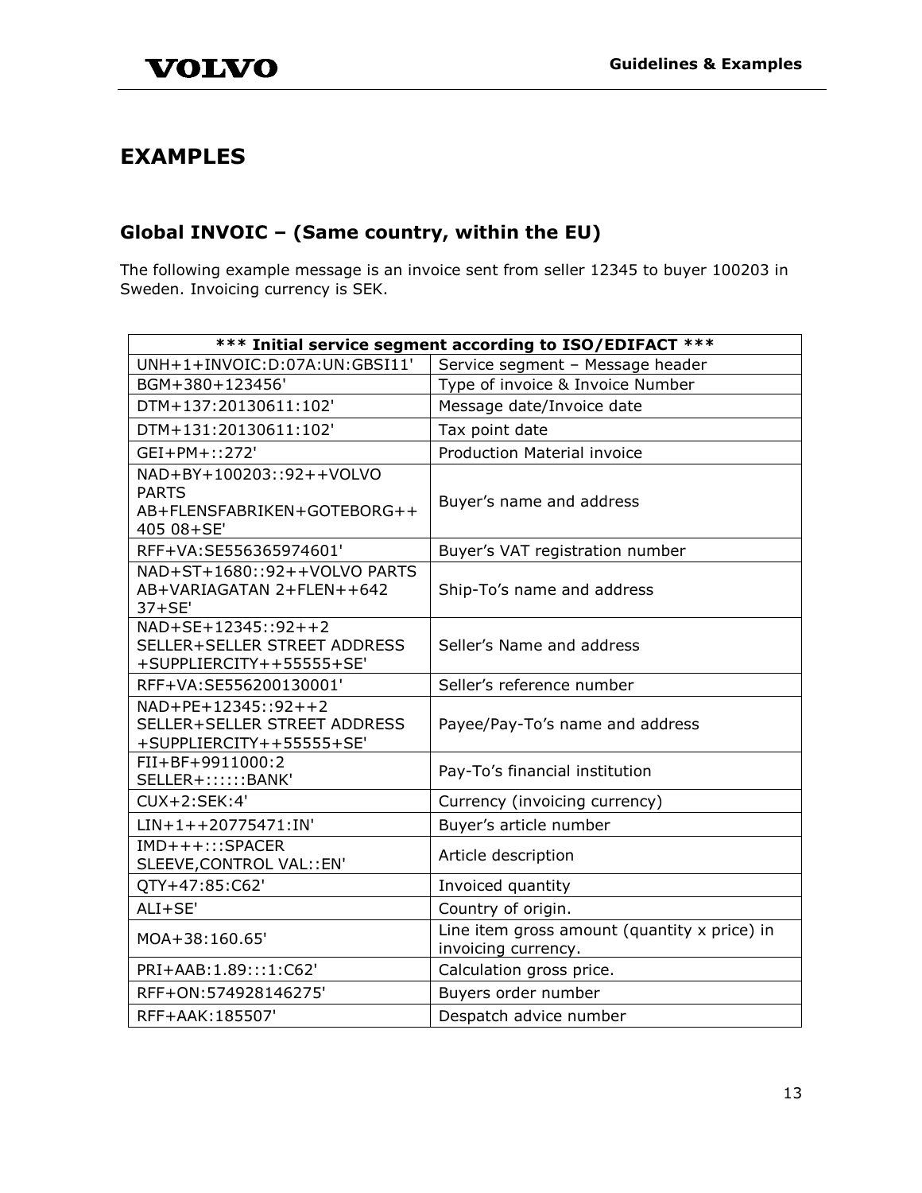# EXAMPLES

## Global INVOIC – (Same country, within the EU)

The following example message is an invoice sent from seller 12345 to buyer 100203 in Sweden. Invoicing currency is SEK.

| *** Initial service segment according to ISO/EDIFACT *** | |
|---|---|
| UNH+1+INVOIC:D:07A:UN:GBSI11' | Service segment – Message header |
| BGM+380+123456' | Type of invoice & Invoice Number |
| DTM+137:20130611:102' | Message date/Invoice date |
| DTM+131:20130611:102' | Tax point date |
| GEI+PM+::272' | Production Material invoice |
| NAD+BY+100203::92++VOLVO PARTS AB+FLENSFABRIKEN+GOTEBORG++405 08+SE' | Buyer's name and address |
| RFF+VA:SE556365974601' | Buyer's VAT registration number |
| NAD+ST+1680::92++VOLVO PARTS AB+VARIAGATAN 2+FLEN++642 37+SE' | Ship-To's name and address |
| NAD+SE+12345::92++2 SELLER+SELLER STREET ADDRESS +SUPPLIERCITY++55555+SE' | Seller's Name and address |
| RFF+VA:SE556200130001' | Seller's reference number |
| NAD+PE+12345::92++2 SELLER+SELLER STREET ADDRESS +SUPPLIERCITY++55555+SE' | Payee/Pay-To's name and address |
| FII+BF+9911000:2 SELLER+::::::BANK' | Pay-To's financial institution |
| CUX+2:SEK:4' | Currency (invoicing currency) |
| LIN+1++20775471:IN' | Buyer's article number |
| IMD+++:::SPACER SLEEVE,CONTROL VAL::EN' | Article description |
| QTY+47:85:C62' | Invoiced quantity |
| ALI+SE' | Country of origin. |
| MOA+38:160.65' | Line item gross amount (quantity x price) in invoicing currency. |
| PRI+AAB:1.89:::1:C62' | Calculation gross price. |
| RFF+ON:574928146275' | Buyers order number |
| RFF+AAK:185507' | Despatch advice number |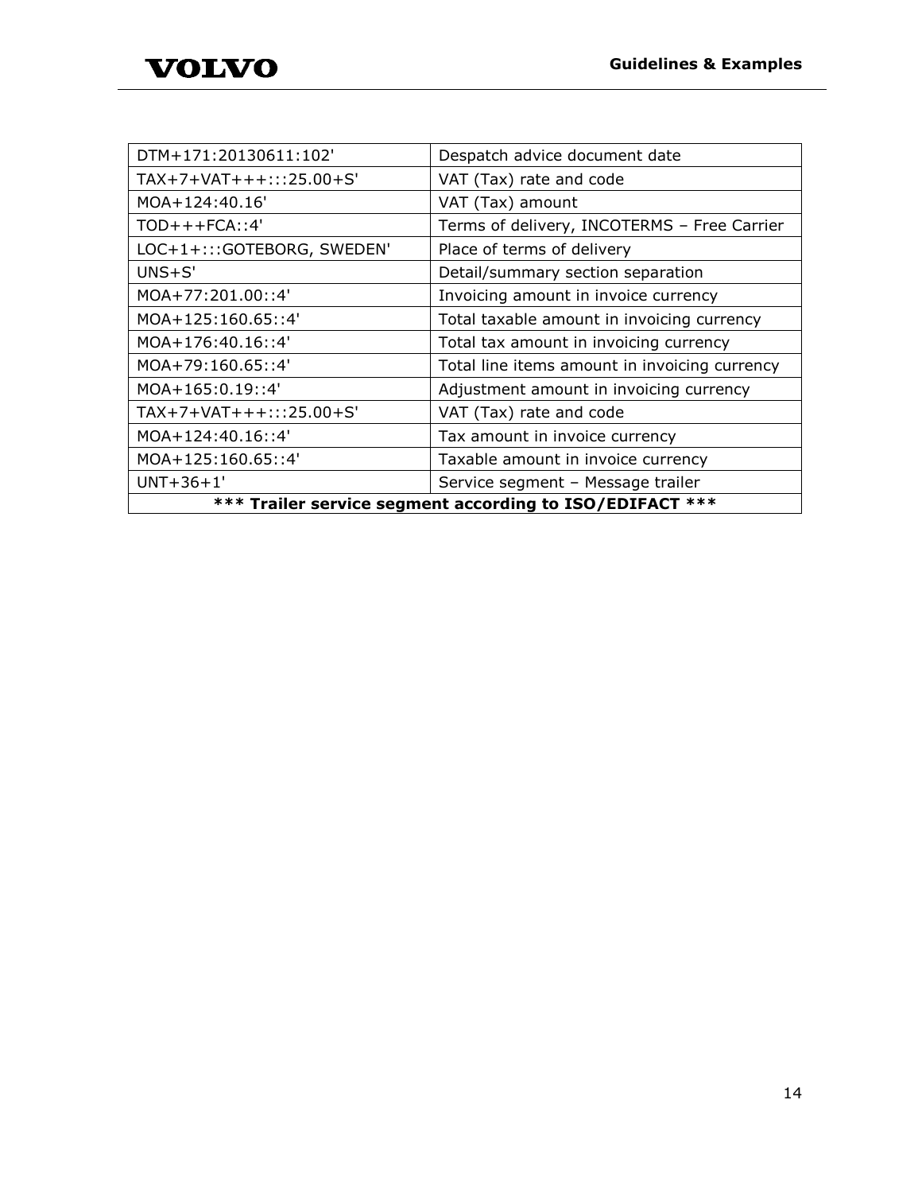| DTM+171:20130611:102' | Despatch advice document date |
|---|---|
| TAX+7+VAT+++:::25.00+S' | VAT (Tax) rate and code |
| MOA+124:40.16' | VAT (Tax) amount |
| TOD+++FCA::4' | Terms of delivery, INCOTERMS – Free Carrier |
| LOC+1+:::GOTEBORG, SWEDEN' | Place of terms of delivery |
| UNS+S' | Detail/summary section separation |
| MOA+77:201.00::4' | Invoicing amount in invoice currency |
| MOA+125:160.65::4' | Total taxable amount in invoicing currency |
| MOA+176:40.16::4' | Total tax amount in invoicing currency |
| MOA+79:160.65::4' | Total line items amount in invoicing currency |
| MOA+165:0.19::4' | Adjustment amount in invoicing currency |
| TAX+7+VAT+++:::25.00+S' | VAT (Tax) rate and code |
| MOA+124:40.16::4' | Tax amount in invoice currency |
| MOA+125:160.65::4' | Taxable amount in invoice currency |
| UNT+36+1' | Service segment – Message trailer |
| **\*\*\* Trailer service segment according to ISO/EDIFACT \*\*\*** | |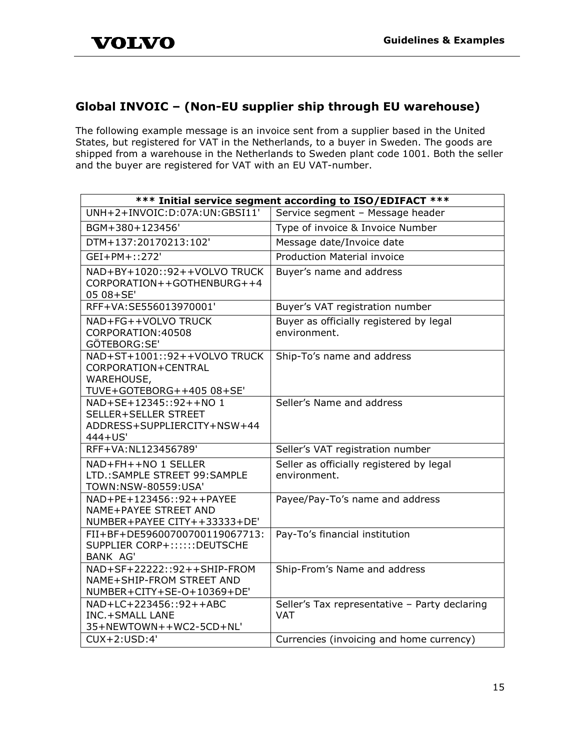## Global INVOIC – (Non-EU supplier ship through EU warehouse)

The following example message is an invoice sent from a supplier based in the United States, but registered for VAT in the Netherlands, to a buyer in Sweden. The goods are shipped from a warehouse in the Netherlands to Sweden plant code 1001. Both the seller and the buyer are registered for VAT with an EU VAT-number.

| *** Initial service segment according to ISO/EDIFACT *** | |
|---|---|
| UNH+2+INVOIC:D:07A:UN:GBSI11' | Service segment – Message header |
| BGM+380+123456' | Type of invoice & Invoice Number |
| DTM+137:20170213:102' | Message date/Invoice date |
| GEI+PM+::272' | Production Material invoice |
| NAD+BY+1020::92++VOLVO TRUCK CORPORATION++GOTHENBURG++405 08+SE' | Buyer's name and address |
| RFF+VA:SE556013970001' | Buyer's VAT registration number |
| NAD+FG++VOLVO TRUCK CORPORATION:40508 GÖTEBORG:SE' | Buyer as officially registered by legal environment. |
| NAD+ST+1001::92++VOLVO TRUCK CORPORATION+CENTRAL WAREHOUSE, TUVE+GOTEBORG++405 08+SE' | Ship-To's name and address |
| NAD+SE+12345::92++NO 1 SELLER+SELLER STREET ADDRESS+SUPPLIERCITY+NSW+44444+US' | Seller's Name and address |
| RFF+VA:NL123456789' | Seller's VAT registration number |
| NAD+FH++NO 1 SELLER LTD.:SAMPLE STREET 99:SAMPLE TOWN:NSW-80559:USA' | Seller as officially registered by legal environment. |
| NAD+PE+123456::92++PAYEE NAME+PAYEE STREET AND NUMBER+PAYEE CITY++33333+DE' | Payee/Pay-To's name and address |
| FII+BF+DE59600700700119067713:SUPPLIER CORP+::::::DEUTSCHE BANK AG' | Pay-To's financial institution |
| NAD+SF+22222::92++SHIP-FROM NAME+SHIP-FROM STREET AND NUMBER+CITY+SE-O+10369+DE' | Ship-From's Name and address |
| NAD+LC+223456::92++ABC INC.+SMALL LANE 35+NEWTOWN++WC2-5CD+NL' | Seller's Tax representative – Party declaring VAT |
| CUX+2:USD:4' | Currencies (invoicing and home currency) |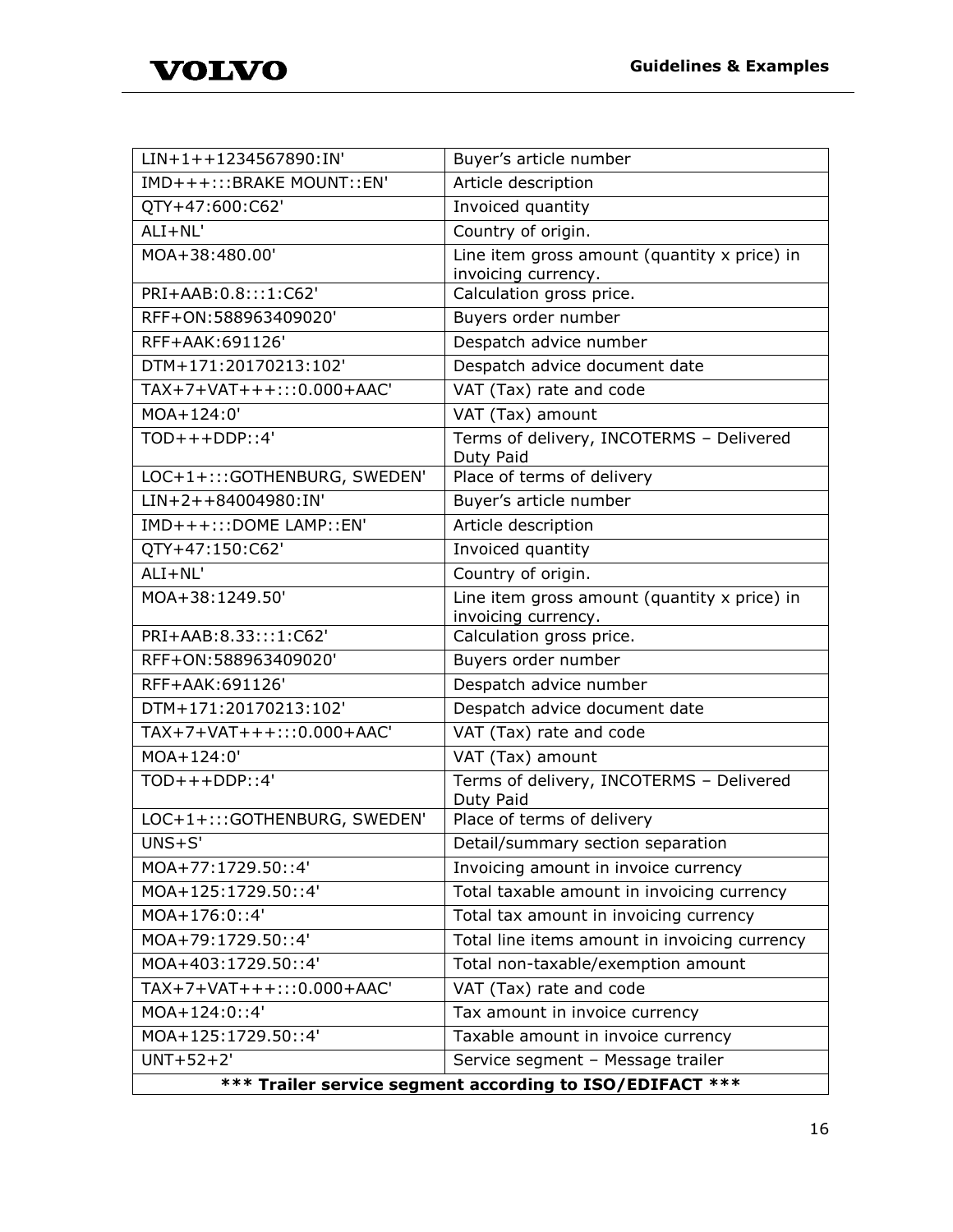| | |
|---|---|
| LIN+1++1234567890:IN' | Buyer's article number |
| IMD+++:::BRAKE MOUNT::EN' | Article description |
| QTY+47:600:C62' | Invoiced quantity |
| ALI+NL' | Country of origin. |
| MOA+38:480.00' | Line item gross amount (quantity x price) in invoicing currency. |
| PRI+AAB:0.8:::1:C62' | Calculation gross price. |
| RFF+ON:588963409020' | Buyers order number |
| RFF+AAK:691126' | Despatch advice number |
| DTM+171:20170213:102' | Despatch advice document date |
| TAX+7+VAT+++:::0.000+AAC' | VAT (Tax) rate and code |
| MOA+124:0' | VAT (Tax) amount |
| TOD+++DDP::4' | Terms of delivery, INCOTERMS – Delivered Duty Paid |
| LOC+1+:::GOTHENBURG, SWEDEN' | Place of terms of delivery |
| LIN+2++84004980:IN' | Buyer's article number |
| IMD+++:::DOME LAMP::EN' | Article description |
| QTY+47:150:C62' | Invoiced quantity |
| ALI+NL' | Country of origin. |
| MOA+38:1249.50' | Line item gross amount (quantity x price) in invoicing currency. |
| PRI+AAB:8.33:::1:C62' | Calculation gross price. |
| RFF+ON:588963409020' | Buyers order number |
| RFF+AAK:691126' | Despatch advice number |
| DTM+171:20170213:102' | Despatch advice document date |
| TAX+7+VAT+++:::0.000+AAC' | VAT (Tax) rate and code |
| MOA+124:0' | VAT (Tax) amount |
| TOD+++DDP::4' | Terms of delivery, INCOTERMS – Delivered Duty Paid |
| LOC+1+:::GOTHENBURG, SWEDEN' | Place of terms of delivery |
| UNS+S' | Detail/summary section separation |
| MOA+77:1729.50::4' | Invoicing amount in invoice currency |
| MOA+125:1729.50::4' | Total taxable amount in invoicing currency |
| MOA+176:0::4' | Total tax amount in invoicing currency |
| MOA+79:1729.50::4' | Total line items amount in invoicing currency |
| MOA+403:1729.50::4' | Total non-taxable/exemption amount |
| TAX+7+VAT+++:::0.000+AAC' | VAT (Tax) rate and code |
| MOA+124:0::4' | Tax amount in invoice currency |
| MOA+125:1729.50::4' | Taxable amount in invoice currency |
| UNT+52+2' | Service segment – Message trailer |
| **\*\*\* Trailer service segment according to ISO/EDIFACT \*\*\*** | |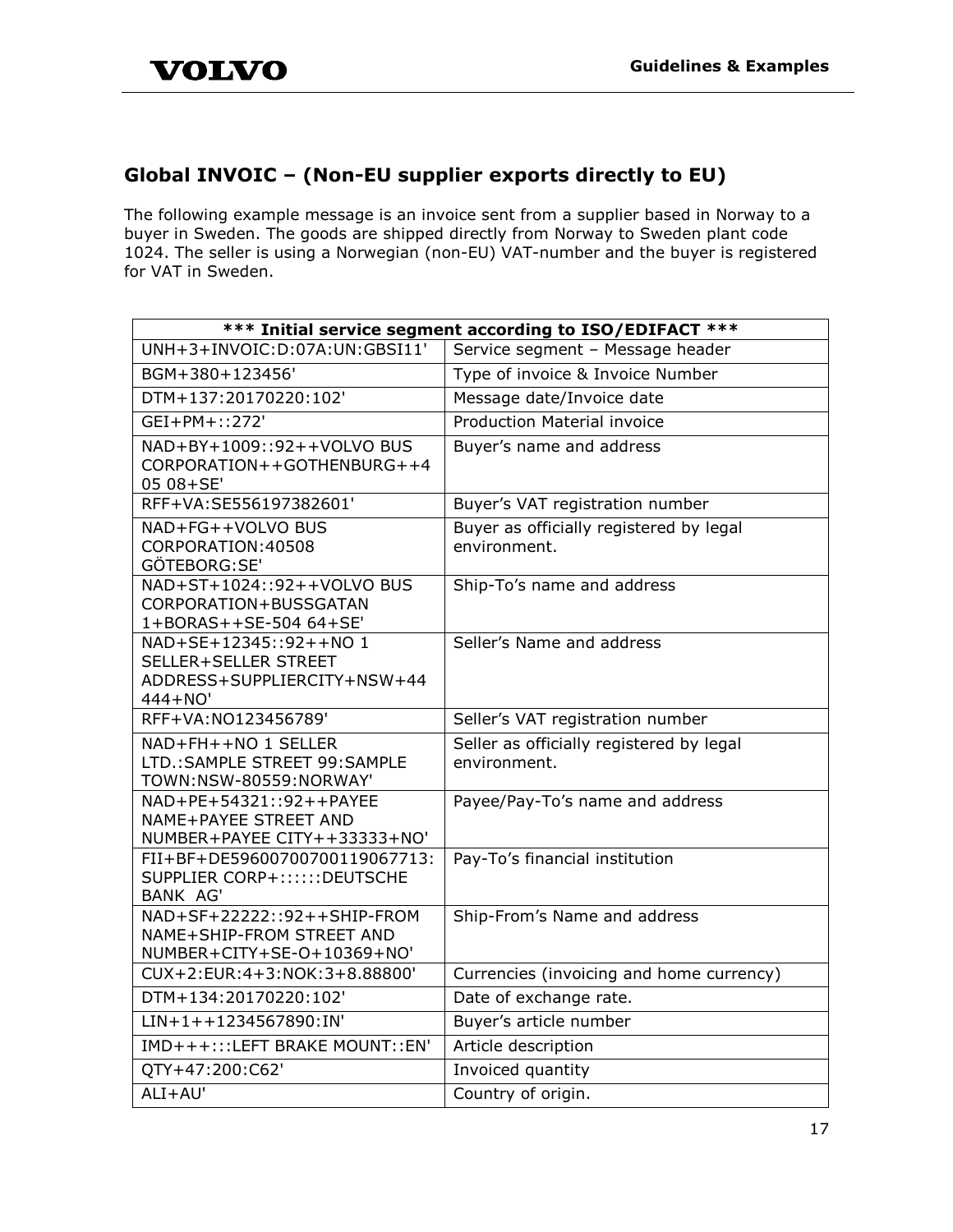## Global INVOIC – (Non-EU supplier exports directly to EU)

The following example message is an invoice sent from a supplier based in Norway to a buyer in Sweden. The goods are shipped directly from Norway to Sweden plant code 1024. The seller is using a Norwegian (non-EU) VAT-number and the buyer is registered for VAT in Sweden.

| *** Initial service segment according to ISO/EDIFACT *** | |
|---|---|
| UNH+3+INVOIC:D:07A:UN:GBSI11' | Service segment – Message header |
| BGM+380+123456' | Type of invoice & Invoice Number |
| DTM+137:20170220:102' | Message date/Invoice date |
| GEI+PM+::272' | Production Material invoice |
| NAD+BY+1009::92++VOLVO BUS CORPORATION++GOTHENBURG++405 08+SE' | Buyer's name and address |
| RFF+VA:SE556197382601' | Buyer's VAT registration number |
| NAD+FG++VOLVO BUS CORPORATION:40508 GÖTEBORG:SE' | Buyer as officially registered by legal environment. |
| NAD+ST+1024::92++VOLVO BUS CORPORATION+BUSSGATAN 1+BORAS++SE-504 64+SE' | Ship-To's name and address |
| NAD+SE+12345::92++NO 1 SELLER+SELLER STREET ADDRESS+SUPPLIERCITY+NSW+44444+NO' | Seller's Name and address |
| RFF+VA:NO123456789' | Seller's VAT registration number |
| NAD+FH++NO 1 SELLER LTD.:SAMPLE STREET 99:SAMPLE TOWN:NSW-80559:NORWAY' | Seller as officially registered by legal environment. |
| NAD+PE+54321::92++PAYEE NAME+PAYEE STREET AND NUMBER+PAYEE CITY++33333+NO' | Payee/Pay-To's name and address |
| FII+BF+DE59600700700119067713:SUPPLIER CORP+::::::DEUTSCHE BANK AG' | Pay-To's financial institution |
| NAD+SF+22222::92++SHIP-FROM NAME+SHIP-FROM STREET AND NUMBER+CITY+SE-O+10369+NO' | Ship-From's Name and address |
| CUX+2:EUR:4+3:NOK:3+8.88800' | Currencies (invoicing and home currency) |
| DTM+134:20170220:102' | Date of exchange rate. |
| LIN+1++1234567890:IN' | Buyer's article number |
| IMD+++:::LEFT BRAKE MOUNT::EN' | Article description |
| QTY+47:200:C62' | Invoiced quantity |
| ALI+AU' | Country of origin. |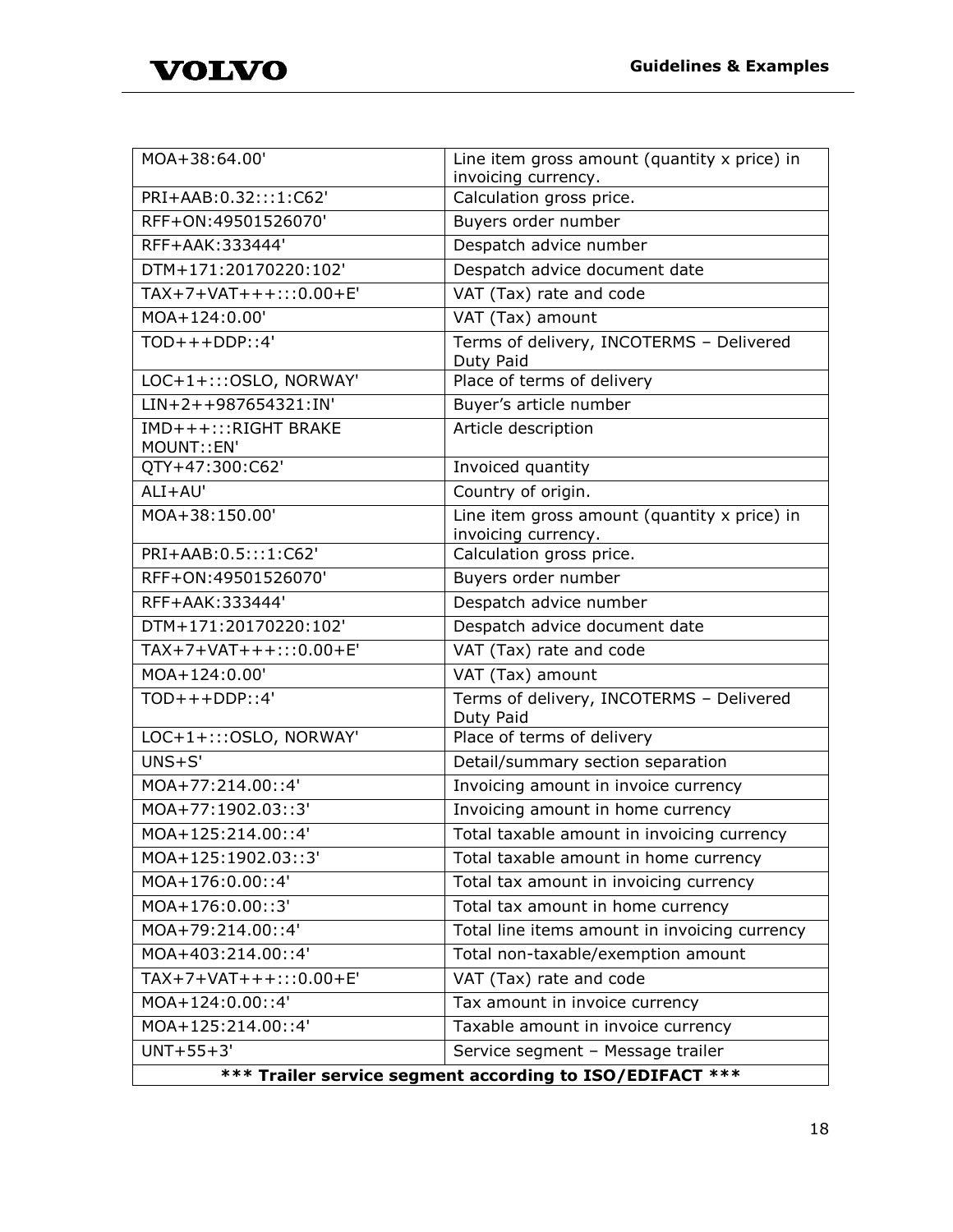| MOA+38:64.00' | Line item gross amount (quantity x price) in invoicing currency. |
|---|---|
| PRI+AAB:0.32:::1:C62' | Calculation gross price. |
| RFF+ON:49501526070' | Buyers order number |
| RFF+AAK:333444' | Despatch advice number |
| DTM+171:20170220:102' | Despatch advice document date |
| TAX+7+VAT+++:::0.00+E' | VAT (Tax) rate and code |
| MOA+124:0.00' | VAT (Tax) amount |
| TOD+++DDP::4' | Terms of delivery, INCOTERMS – Delivered Duty Paid |
| LOC+1+:::OSLO, NORWAY' | Place of terms of delivery |
| LIN+2++987654321:IN' | Buyer's article number |
| IMD+++:::RIGHT BRAKE MOUNT::EN' | Article description |
| QTY+47:300:C62' | Invoiced quantity |
| ALI+AU' | Country of origin. |
| MOA+38:150.00' | Line item gross amount (quantity x price) in invoicing currency. |
| PRI+AAB:0.5:::1:C62' | Calculation gross price. |
| RFF+ON:49501526070' | Buyers order number |
| RFF+AAK:333444' | Despatch advice number |
| DTM+171:20170220:102' | Despatch advice document date |
| TAX+7+VAT+++:::0.00+E' | VAT (Tax) rate and code |
| MOA+124:0.00' | VAT (Tax) amount |
| TOD+++DDP::4' | Terms of delivery, INCOTERMS – Delivered Duty Paid |
| LOC+1+:::OSLO, NORWAY' | Place of terms of delivery |
| UNS+S' | Detail/summary section separation |
| MOA+77:214.00::4' | Invoicing amount in invoice currency |
| MOA+77:1902.03::3' | Invoicing amount in home currency |
| MOA+125:214.00::4' | Total taxable amount in invoicing currency |
| MOA+125:1902.03::3' | Total taxable amount in home currency |
| MOA+176:0.00::4' | Total tax amount in invoicing currency |
| MOA+176:0.00::3' | Total tax amount in home currency |
| MOA+79:214.00::4' | Total line items amount in invoicing currency |
| MOA+403:214.00::4' | Total non-taxable/exemption amount |
| TAX+7+VAT+++:::0.00+E' | VAT (Tax) rate and code |
| MOA+124:0.00::4' | Tax amount in invoice currency |
| MOA+125:214.00::4' | Taxable amount in invoice currency |
| UNT+55+3' | Service segment – Message trailer |
| **\*\*\* Trailer service segment according to ISO/EDIFACT \*\*\*** | |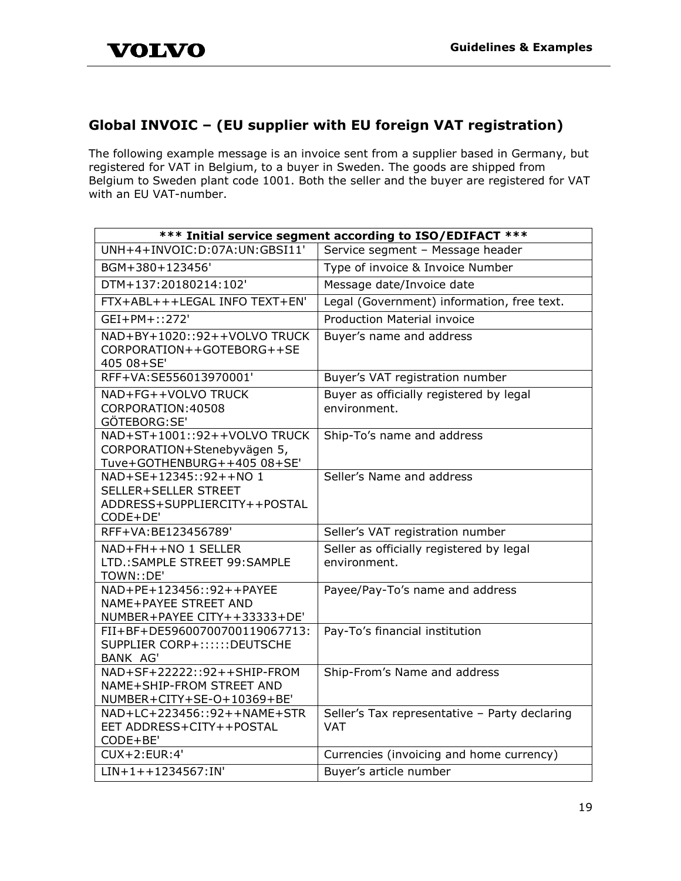## Global INVOIC – (EU supplier with EU foreign VAT registration)

The following example message is an invoice sent from a supplier based in Germany, but registered for VAT in Belgium, to a buyer in Sweden. The goods are shipped from Belgium to Sweden plant code 1001. Both the seller and the buyer are registered for VAT with an EU VAT-number.

| *** Initial service segment according to ISO/EDIFACT *** | |
|---|---|
| UNH+4+INVOIC:D:07A:UN:GBSI11' | Service segment – Message header |
| BGM+380+123456' | Type of invoice & Invoice Number |
| DTM+137:20180214:102' | Message date/Invoice date |
| FTX+ABL+++LEGAL INFO TEXT+EN' | Legal (Government) information, free text. |
| GEI+PM+::272' | Production Material invoice |
| NAD+BY+1020::92++VOLVO TRUCK CORPORATION++GOTEBORG++SE 405 08+SE' | Buyer's name and address |
| RFF+VA:SE556013970001' | Buyer's VAT registration number |
| NAD+FG++VOLVO TRUCK CORPORATION:40508 GÖTEBORG:SE' | Buyer as officially registered by legal environment. |
| NAD+ST+1001::92++VOLVO TRUCK CORPORATION+Stenebyvägen 5, Tuve+GOTHENBURG++405 08+SE' | Ship-To's name and address |
| NAD+SE+12345::92++NO 1 SELLER+SELLER STREET ADDRESS+SUPPLIERCITY++POSTAL CODE+DE' | Seller's Name and address |
| RFF+VA:BE123456789' | Seller's VAT registration number |
| NAD+FH++NO 1 SELLER LTD.:SAMPLE STREET 99:SAMPLE TOWN::DE' | Seller as officially registered by legal environment. |
| NAD+PE+123456::92++PAYEE NAME+PAYEE STREET AND NUMBER+PAYEE CITY++33333+DE' | Payee/Pay-To's name and address |
| FII+BF+DE59600700700119067713:SUPPLIER CORP+::::::DEUTSCHE BANK AG' | Pay-To's financial institution |
| NAD+SF+22222::92++SHIP-FROM NAME+SHIP-FROM STREET AND NUMBER+CITY+SE-O+10369+BE' | Ship-From's Name and address |
| NAD+LC+223456::92++NAME+STREET ADDRESS+CITY++POSTAL CODE+BE' | Seller's Tax representative – Party declaring VAT |
| CUX+2:EUR:4' | Currencies (invoicing and home currency) |
| LIN+1++1234567:IN' | Buyer's article number |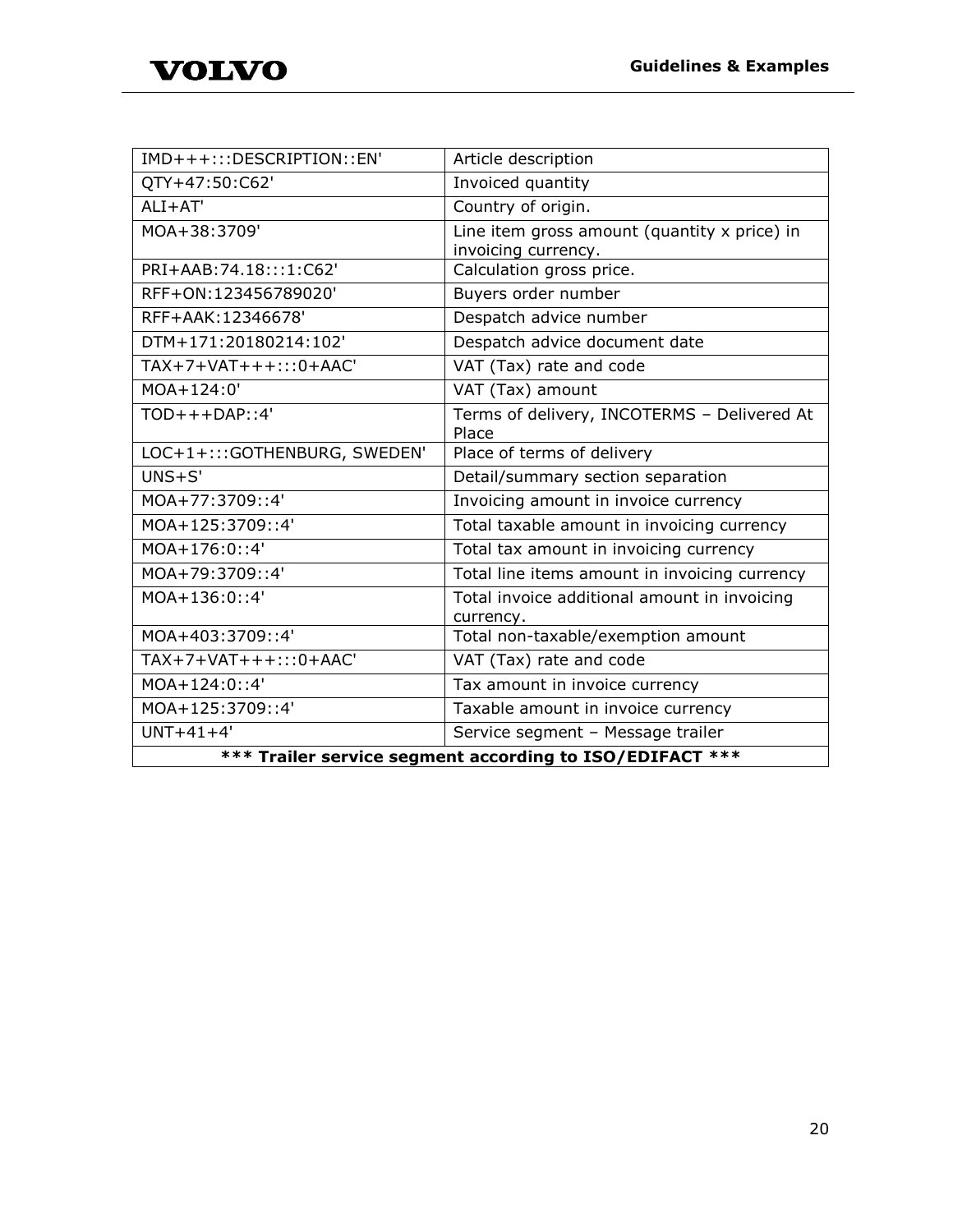| IMD+++:::DESCRIPTION::EN' | Article description |
|---|---|
| QTY+47:50:C62' | Invoiced quantity |
| ALI+AT' | Country of origin. |
| MOA+38:3709' | Line item gross amount (quantity x price) in invoicing currency. |
| PRI+AAB:74.18:::1:C62' | Calculation gross price. |
| RFF+ON:123456789020' | Buyers order number |
| RFF+AAK:12346678' | Despatch advice number |
| DTM+171:20180214:102' | Despatch advice document date |
| TAX+7+VAT+++:::0+AAC' | VAT (Tax) rate and code |
| MOA+124:0' | VAT (Tax) amount |
| TOD+++DAP::4' | Terms of delivery, INCOTERMS – Delivered At Place |
| LOC+1+:::GOTHENBURG, SWEDEN' | Place of terms of delivery |
| UNS+S' | Detail/summary section separation |
| MOA+77:3709::4' | Invoicing amount in invoice currency |
| MOA+125:3709::4' | Total taxable amount in invoicing currency |
| MOA+176:0::4' | Total tax amount in invoicing currency |
| MOA+79:3709::4' | Total line items amount in invoicing currency |
| MOA+136:0::4' | Total invoice additional amount in invoicing currency. |
| MOA+403:3709::4' | Total non-taxable/exemption amount |
| TAX+7+VAT+++:::0+AAC' | VAT (Tax) rate and code |
| MOA+124:0::4' | Tax amount in invoice currency |
| MOA+125:3709::4' | Taxable amount in invoice currency |
| UNT+41+4' | Service segment – Message trailer |
| **\*\*\* Trailer service segment according to ISO/EDIFACT \*\*\*** | |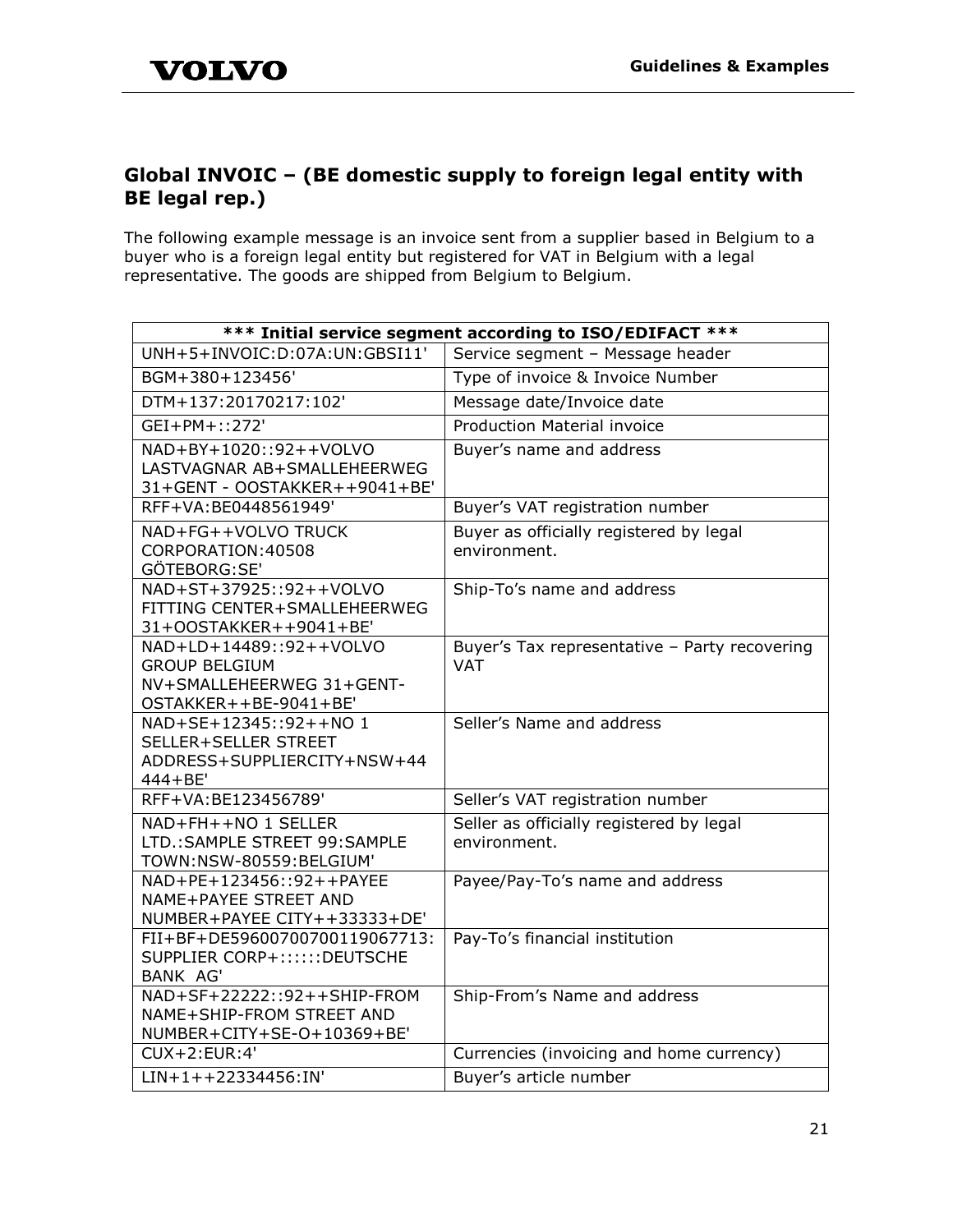## Global INVOIC – (BE domestic supply to foreign legal entity with BE legal rep.)

The following example message is an invoice sent from a supplier based in Belgium to a buyer who is a foreign legal entity but registered for VAT in Belgium with a legal representative. The goods are shipped from Belgium to Belgium.

| *** Initial service segment according to ISO/EDIFACT *** | |
|---|---|
| UNH+5+INVOIC:D:07A:UN:GBSI11' | Service segment – Message header |
| BGM+380+123456' | Type of invoice & Invoice Number |
| DTM+137:20170217:102' | Message date/Invoice date |
| GEI+PM+::272' | Production Material invoice |
| NAD+BY+1020::92++VOLVO LASTVAGNAR AB+SMALLEHEERWEG 31+GENT - OOSTAKKER++9041+BE' | Buyer's name and address |
| RFF+VA:BE0448561949' | Buyer's VAT registration number |
| NAD+FG++VOLVO TRUCK CORPORATION:40508 GÖTEBORG:SE' | Buyer as officially registered by legal environment. |
| NAD+ST+37925::92++VOLVO FITTING CENTER+SMALLEHEERWEG 31+OOSTAKKER++9041+BE' | Ship-To's name and address |
| NAD+LD+14489::92++VOLVO GROUP BELGIUM NV+SMALLEHEERWEG 31+GENT-OSTAKKER++BE-9041+BE' | Buyer's Tax representative – Party recovering VAT |
| NAD+SE+12345::92++NO 1 SELLER+SELLER STREET ADDRESS+SUPPLIERCITY+NSW+44 444+BE' | Seller's Name and address |
| RFF+VA:BE123456789' | Seller's VAT registration number |
| NAD+FH++NO 1 SELLER LTD.:SAMPLE STREET 99:SAMPLE TOWN:NSW-80559:BELGIUM' | Seller as officially registered by legal environment. |
| NAD+PE+123456::92++PAYEE NAME+PAYEE STREET AND NUMBER+PAYEE CITY++33333+DE' | Payee/Pay-To's name and address |
| FII+BF+DE59600700700119067713:SUPPLIER CORP+::::::DEUTSCHE BANK AG' | Pay-To's financial institution |
| NAD+SF+22222::92++SHIP-FROM NAME+SHIP-FROM STREET AND NUMBER+CITY+SE-O+10369+BE' | Ship-From's Name and address |
| CUX+2:EUR:4' | Currencies (invoicing and home currency) |
| LIN+1++22334456:IN' | Buyer's article number |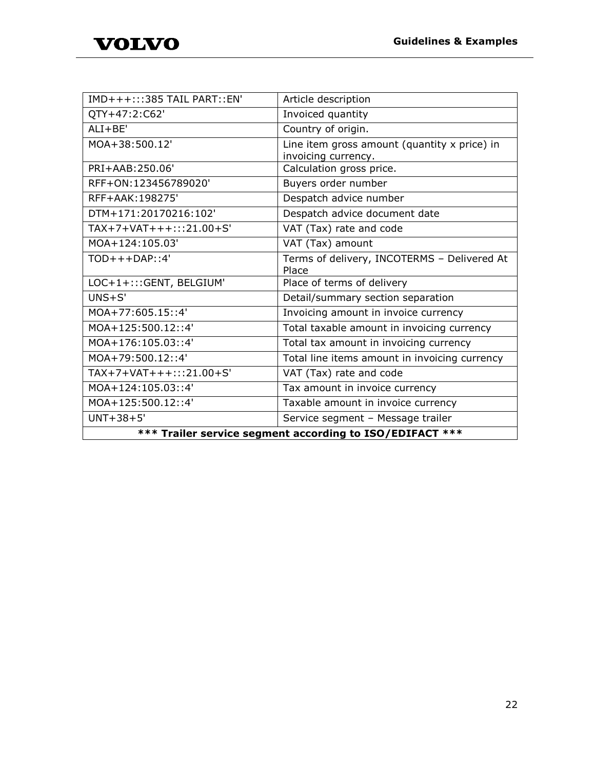| IMD+++:::385 TAIL PART::EN' | Article description |
|---|---|
| QTY+47:2:C62' | Invoiced quantity |
| ALI+BE' | Country of origin. |
| MOA+38:500.12' | Line item gross amount (quantity x price) in invoicing currency. |
| PRI+AAB:250.06' | Calculation gross price. |
| RFF+ON:123456789020' | Buyers order number |
| RFF+AAK:198275' | Despatch advice number |
| DTM+171:20170216:102' | Despatch advice document date |
| TAX+7+VAT+++:::21.00+S' | VAT (Tax) rate and code |
| MOA+124:105.03' | VAT (Tax) amount |
| TOD+++DAP::4' | Terms of delivery, INCOTERMS – Delivered At Place |
| LOC+1+:::GENT, BELGIUM' | Place of terms of delivery |
| UNS+S' | Detail/summary section separation |
| MOA+77:605.15::4' | Invoicing amount in invoice currency |
| MOA+125:500.12::4' | Total taxable amount in invoicing currency |
| MOA+176:105.03::4' | Total tax amount in invoicing currency |
| MOA+79:500.12::4' | Total line items amount in invoicing currency |
| TAX+7+VAT+++:::21.00+S' | VAT (Tax) rate and code |
| MOA+124:105.03::4' | Tax amount in invoice currency |
| MOA+125:500.12::4' | Taxable amount in invoice currency |
| UNT+38+5' | Service segment – Message trailer |
| **\*\*\* Trailer service segment according to ISO/EDIFACT \*\*\*** | |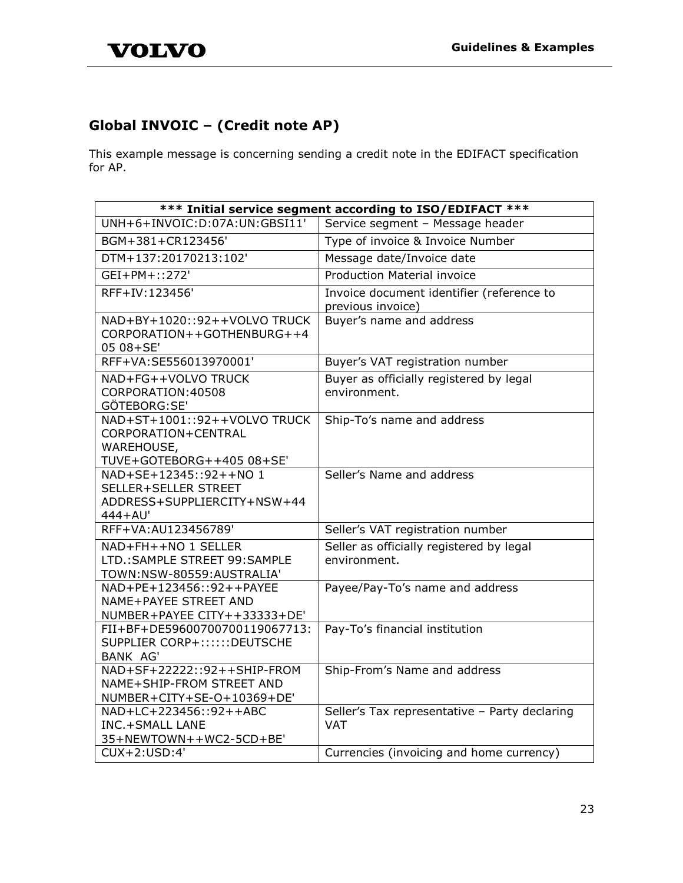## Global INVOIC – (Credit note AP)

This example message is concerning sending a credit note in the EDIFACT specification for AP.

| *** Initial service segment according to ISO/EDIFACT *** | |
|---|---|
| UNH+6+INVOIC:D:07A:UN:GBSI11' | Service segment – Message header |
| BGM+381+CR123456' | Type of invoice & Invoice Number |
| DTM+137:20170213:102' | Message date/Invoice date |
| GEI+PM+::272' | Production Material invoice |
| RFF+IV:123456' | Invoice document identifier (reference to previous invoice) |
| NAD+BY+1020::92++VOLVO TRUCK CORPORATION++GOTHENBURG++405 08+SE' | Buyer's name and address |
| RFF+VA:SE556013970001' | Buyer's VAT registration number |
| NAD+FG++VOLVO TRUCK CORPORATION:40508 GÖTEBORG:SE' | Buyer as officially registered by legal environment. |
| NAD+ST+1001::92++VOLVO TRUCK CORPORATION+CENTRAL WAREHOUSE, TUVE+GOTEBORG++405 08+SE' | Ship-To's name and address |
| NAD+SE+12345::92++NO 1 SELLER+SELLER STREET ADDRESS+SUPPLIERCITY+NSW+44444+AU' | Seller's Name and address |
| RFF+VA:AU123456789' | Seller's VAT registration number |
| NAD+FH++NO 1 SELLER LTD.:SAMPLE STREET 99:SAMPLE TOWN:NSW-80559:AUSTRALIA' | Seller as officially registered by legal environment. |
| NAD+PE+123456::92++PAYEE NAME+PAYEE STREET AND NUMBER+PAYEE CITY++33333+DE' | Payee/Pay-To's name and address |
| FII+BF+DE59600700700119067713:SUPPLIER CORP+::::::DEUTSCHE BANK AG' | Pay-To's financial institution |
| NAD+SF+22222::92++SHIP-FROM NAME+SHIP-FROM STREET AND NUMBER+CITY+SE-O+10369+DE' | Ship-From's Name and address |
| NAD+LC+223456::92++ABC INC.+SMALL LANE 35+NEWTOWN++WC2-5CD+BE' | Seller's Tax representative – Party declaring VAT |
| CUX+2:USD:4' | Currencies (invoicing and home currency) |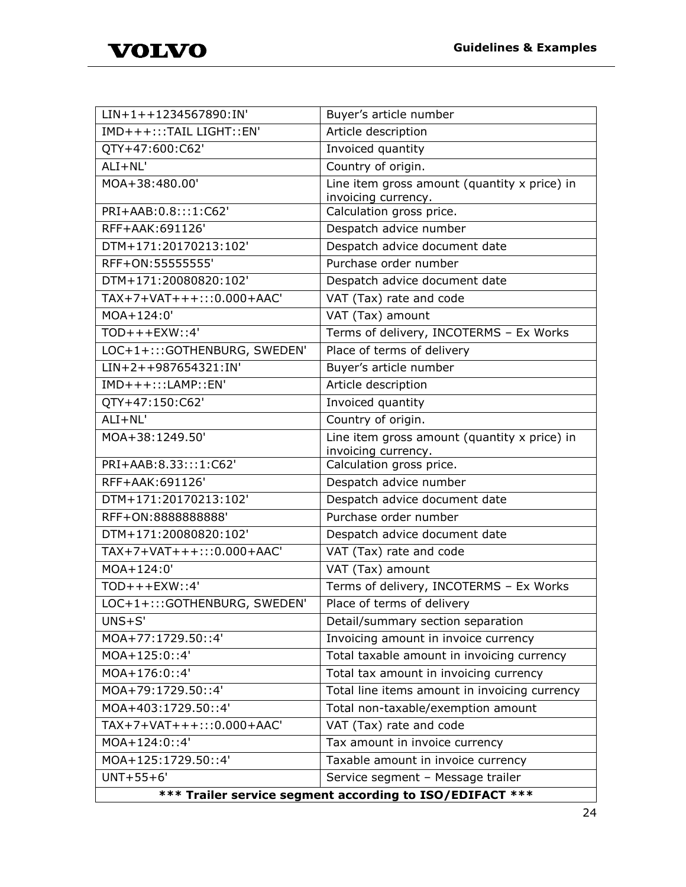| LIN+1++1234567890:IN' | Buyer's article number |
|---|---|
| IMD+++:::TAIL LIGHT::EN' | Article description |
| QTY+47:600:C62' | Invoiced quantity |
| ALI+NL' | Country of origin. |
| MOA+38:480.00' | Line item gross amount (quantity x price) in invoicing currency. |
| PRI+AAB:0.8:::1:C62' | Calculation gross price. |
| RFF+AAK:691126' | Despatch advice number |
| DTM+171:20170213:102' | Despatch advice document date |
| RFF+ON:55555555' | Purchase order number |
| DTM+171:20080820:102' | Despatch advice document date |
| TAX+7+VAT+++:::0.000+AAC' | VAT (Tax) rate and code |
| MOA+124:0' | VAT (Tax) amount |
| TOD+++EXW::4' | Terms of delivery, INCOTERMS – Ex Works |
| LOC+1+:::GOTHENBURG, SWEDEN' | Place of terms of delivery |
| LIN+2++987654321:IN' | Buyer's article number |
| IMD+++:::LAMP::EN' | Article description |
| QTY+47:150:C62' | Invoiced quantity |
| ALI+NL' | Country of origin. |
| MOA+38:1249.50' | Line item gross amount (quantity x price) in invoicing currency. |
| PRI+AAB:8.33:::1:C62' | Calculation gross price. |
| RFF+AAK:691126' | Despatch advice number |
| DTM+171:20170213:102' | Despatch advice document date |
| RFF+ON:8888888888' | Purchase order number |
| DTM+171:20080820:102' | Despatch advice document date |
| TAX+7+VAT+++:::0.000+AAC' | VAT (Tax) rate and code |
| MOA+124:0' | VAT (Tax) amount |
| TOD+++EXW::4' | Terms of delivery, INCOTERMS – Ex Works |
| LOC+1+:::GOTHENBURG, SWEDEN' | Place of terms of delivery |
| UNS+S' | Detail/summary section separation |
| MOA+77:1729.50::4' | Invoicing amount in invoice currency |
| MOA+125:0::4' | Total taxable amount in invoicing currency |
| MOA+176:0::4' | Total tax amount in invoicing currency |
| MOA+79:1729.50::4' | Total line items amount in invoicing currency |
| MOA+403:1729.50::4' | Total non-taxable/exemption amount |
| TAX+7+VAT+++:::0.000+AAC' | VAT (Tax) rate and code |
| MOA+124:0::4' | Tax amount in invoice currency |
| MOA+125:1729.50::4' | Taxable amount in invoice currency |
| UNT+55+6' | Service segment – Message trailer |
| **\*\*\* Trailer service segment according to ISO/EDIFACT \*\*\*** | |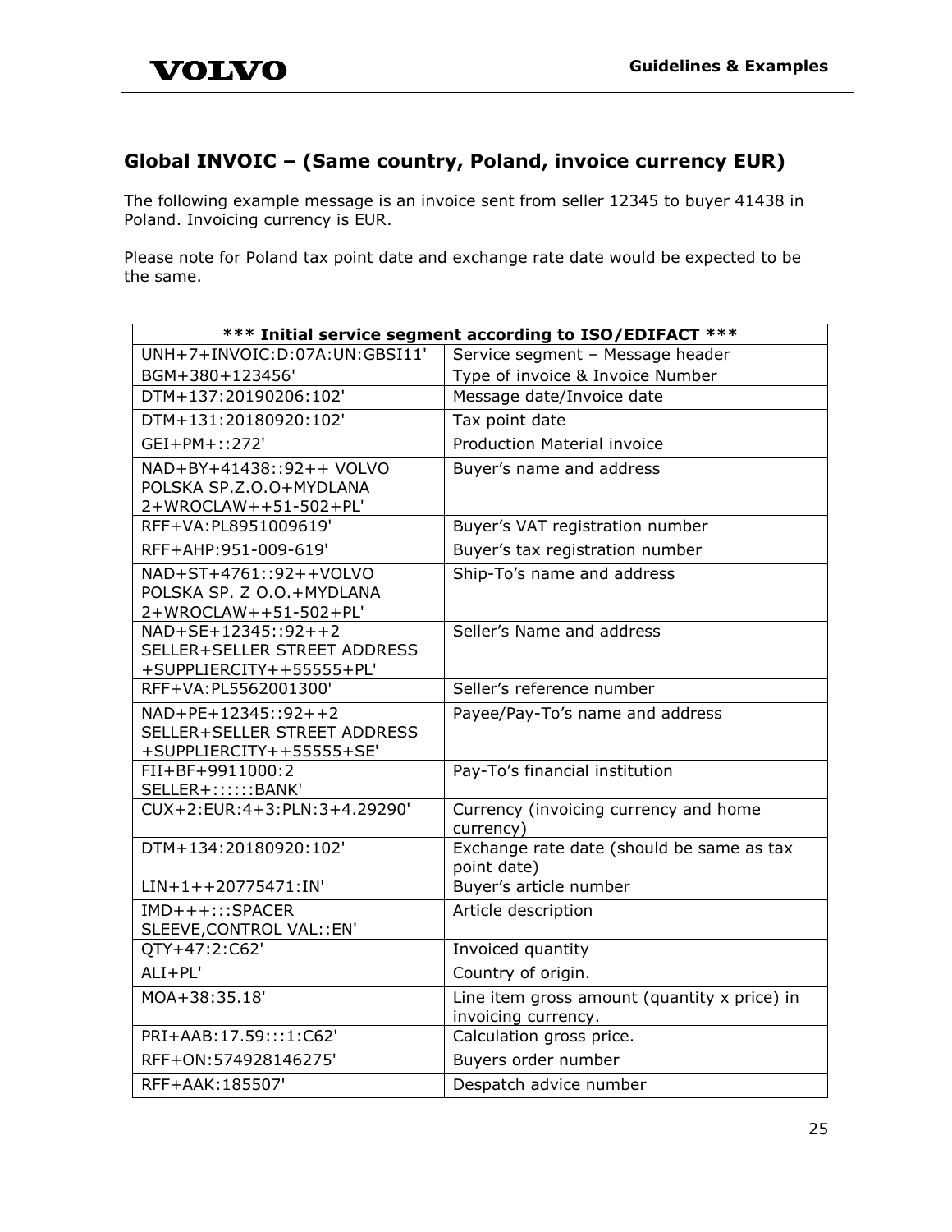## Global INVOIC – (Same country, Poland, invoice currency EUR)

The following example message is an invoice sent from seller 12345 to buyer 41438 in Poland. Invoicing currency is EUR.

Please note for Poland tax point date and exchange rate date would be expected to be the same.

| *** Initial service segment according to ISO/EDIFACT *** | |
|---|---|
| UNH+7+INVOIC:D:07A:UN:GBSI11' | Service segment – Message header |
| BGM+380+123456' | Type of invoice & Invoice Number |
| DTM+137:20190206:102' | Message date/Invoice date |
| DTM+131:20180920:102' | Tax point date |
| GEI+PM+::272' | Production Material invoice |
| NAD+BY+41438::92++ VOLVO POLSKA SP.Z.O.O+MYDLANA 2+WROCLAW++51-502+PL' | Buyer's name and address |
| RFF+VA:PL8951009619' | Buyer's VAT registration number |
| RFF+AHP:951-009-619' | Buyer's tax registration number |
| NAD+ST+4761::92++VOLVO POLSKA SP. Z O.O.+MYDLANA 2+WROCLAW++51-502+PL' | Ship-To's name and address |
| NAD+SE+12345::92++2 SELLER+SELLER STREET ADDRESS +SUPPLIERCITY++55555+PL' | Seller's Name and address |
| RFF+VA:PL5562001300' | Seller's reference number |
| NAD+PE+12345::92++2 SELLER+SELLER STREET ADDRESS +SUPPLIERCITY++55555+SE' | Payee/Pay-To's name and address |
| FII+BF+9911000:2 SELLER+::::::BANK' | Pay-To's financial institution |
| CUX+2:EUR:4+3:PLN:3+4.29290' | Currency (invoicing currency and home currency) |
| DTM+134:20180920:102' | Exchange rate date (should be same as tax point date) |
| LIN+1++20775471:IN' | Buyer's article number |
| IMD+++:::SPACER SLEEVE,CONTROL VAL::EN' | Article description |
| QTY+47:2:C62' | Invoiced quantity |
| ALI+PL' | Country of origin. |
| MOA+38:35.18' | Line item gross amount (quantity x price) in invoicing currency. |
| PRI+AAB:17.59:::1:C62' | Calculation gross price. |
| RFF+ON:574928146275' | Buyers order number |
| RFF+AAK:185507' | Despatch advice number |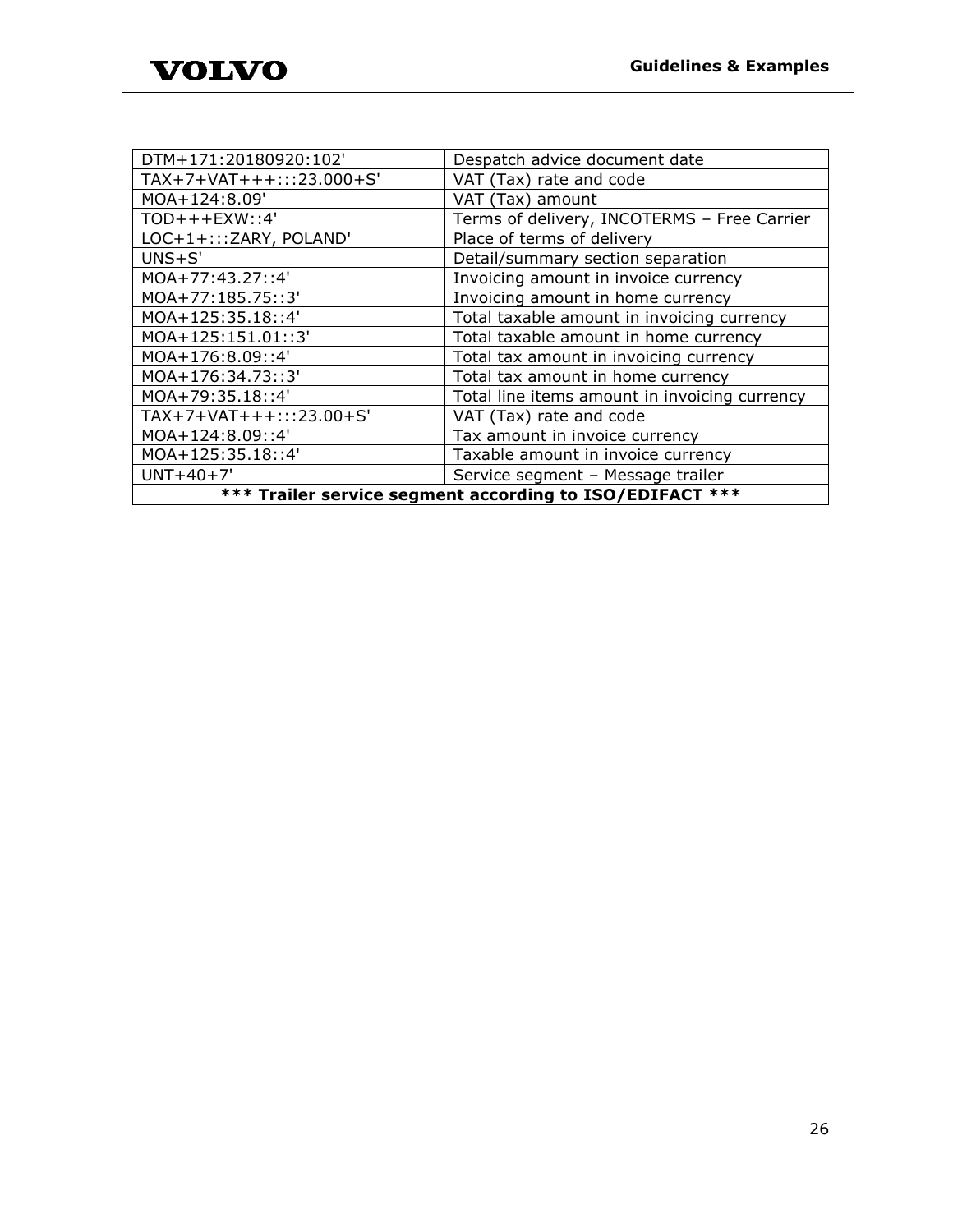| | |
|---|---|
| DTM+171:20180920:102' | Despatch advice document date |
| TAX+7+VAT+++:::23.000+S' | VAT (Tax) rate and code |
| MOA+124:8.09' | VAT (Tax) amount |
| TOD+++EXW::4' | Terms of delivery, INCOTERMS – Free Carrier |
| LOC+1+:::ZARY, POLAND' | Place of terms of delivery |
| UNS+S' | Detail/summary section separation |
| MOA+77:43.27::4' | Invoicing amount in invoice currency |
| MOA+77:185.75::3' | Invoicing amount in home currency |
| MOA+125:35.18::4' | Total taxable amount in invoicing currency |
| MOA+125:151.01::3' | Total taxable amount in home currency |
| MOA+176:8.09::4' | Total tax amount in invoicing currency |
| MOA+176:34.73::3' | Total tax amount in home currency |
| MOA+79:35.18::4' | Total line items amount in invoicing currency |
| TAX+7+VAT+++:::23.00+S' | VAT (Tax) rate and code |
| MOA+124:8.09::4' | Tax amount in invoice currency |
| MOA+125:35.18::4' | Taxable amount in invoice currency |
| UNT+40+7' | Service segment – Message trailer |
| **\*\*\* Trailer service segment according to ISO/EDIFACT \*\*\*** | |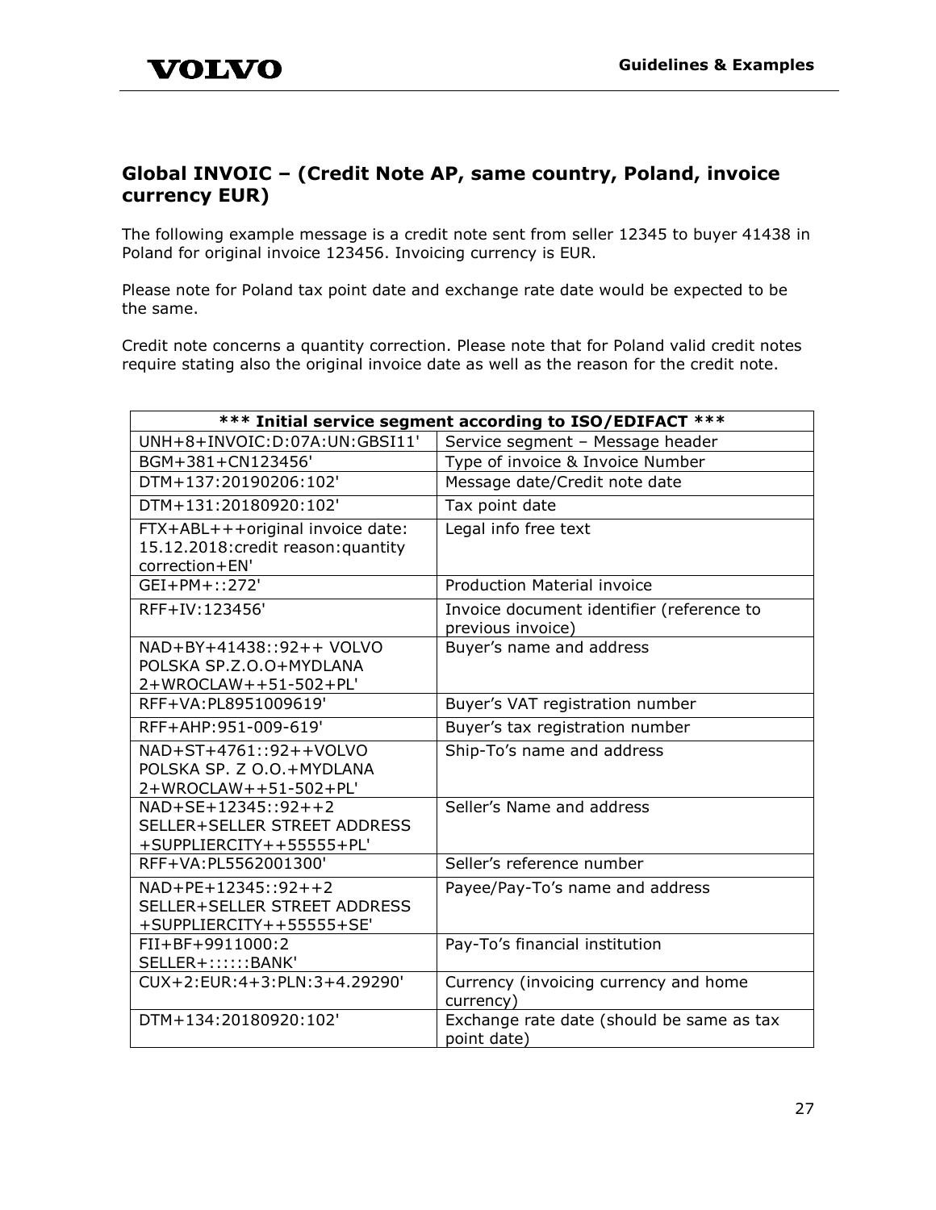## Global INVOIC – (Credit Note AP, same country, Poland, invoice currency EUR)

The following example message is a credit note sent from seller 12345 to buyer 41438 in Poland for original invoice 123456. Invoicing currency is EUR.

Please note for Poland tax point date and exchange rate date would be expected to be the same.

Credit note concerns a quantity correction. Please note that for Poland valid credit notes require stating also the original invoice date as well as the reason for the credit note.

| *** Initial service segment according to ISO/EDIFACT *** | |
|---|---|
| UNH+8+INVOIC:D:07A:UN:GBSI11' | Service segment – Message header |
| BGM+381+CN123456' | Type of invoice & Invoice Number |
| DTM+137:20190206:102' | Message date/Credit note date |
| DTM+131:20180920:102' | Tax point date |
| FTX+ABL+++original invoice date: 15.12.2018:credit reason:quantity correction+EN' | Legal info free text |
| GEI+PM+::272' | Production Material invoice |
| RFF+IV:123456' | Invoice document identifier (reference to previous invoice) |
| NAD+BY+41438::92++ VOLVO POLSKA SP.Z.O.O+MYDLANA 2+WROCLAW++51-502+PL' | Buyer's name and address |
| RFF+VA:PL8951009619' | Buyer's VAT registration number |
| RFF+AHP:951-009-619' | Buyer's tax registration number |
| NAD+ST+4761::92++VOLVO POLSKA SP. Z O.O.+MYDLANA 2+WROCLAW++51-502+PL' | Ship-To's name and address |
| NAD+SE+12345::92++2 SELLER+SELLER STREET ADDRESS +SUPPLIERCITY++55555+PL' | Seller's Name and address |
| RFF+VA:PL5562001300' | Seller's reference number |
| NAD+PE+12345::92++2 SELLER+SELLER STREET ADDRESS +SUPPLIERCITY++55555+SE' | Payee/Pay-To's name and address |
| FII+BF+9911000:2 SELLER+::::::BANK' | Pay-To's financial institution |
| CUX+2:EUR:4+3:PLN:3+4.29290' | Currency (invoicing currency and home currency) |
| DTM+134:20180920:102' | Exchange rate date (should be same as tax point date) |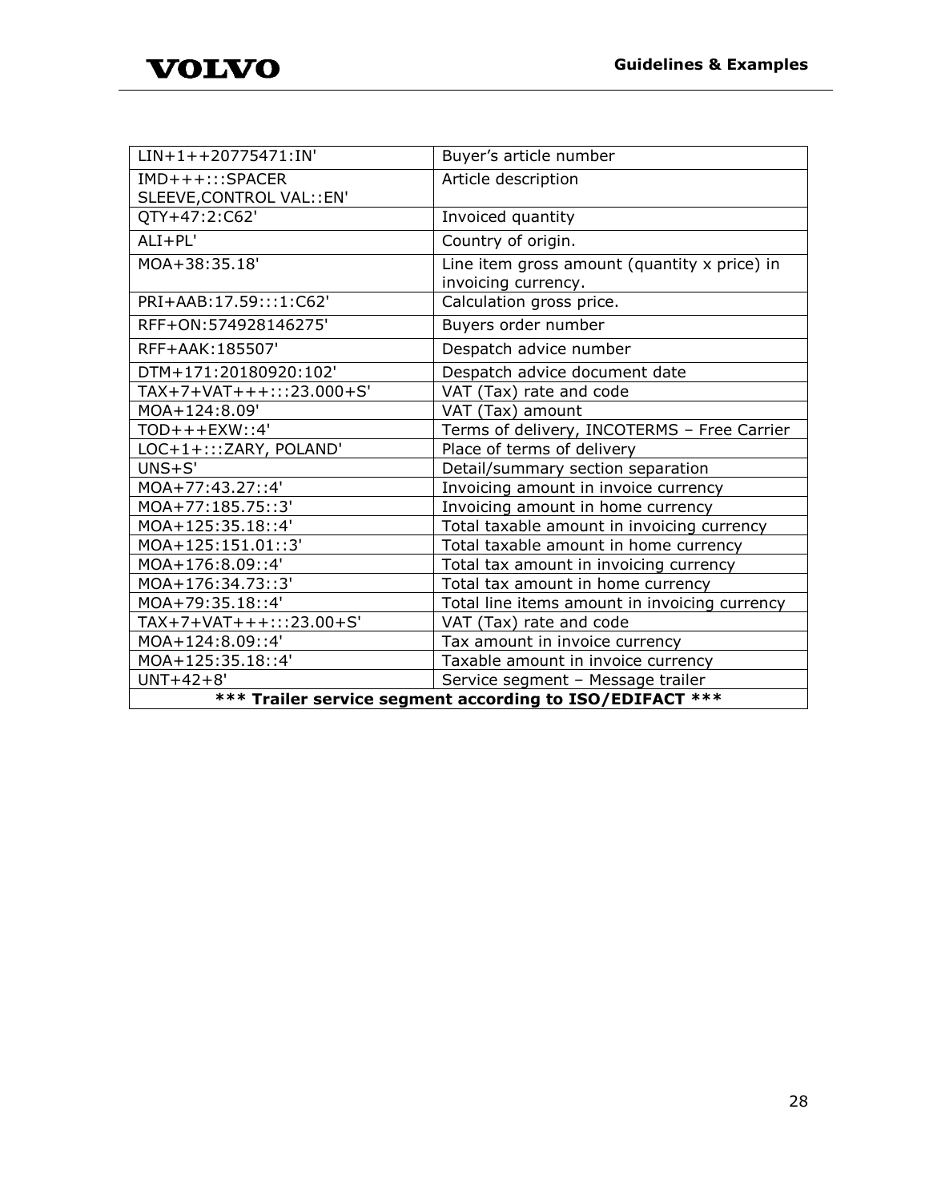| | |
|---|---|
| LIN+1++20775471:IN' | Buyer's article number |
| IMD+++:::SPACER SLEEVE,CONTROL VAL::EN' | Article description |
| QTY+47:2:C62' | Invoiced quantity |
| ALI+PL' | Country of origin. |
| MOA+38:35.18' | Line item gross amount (quantity x price) in invoicing currency. |
| PRI+AAB:17.59:::1:C62' | Calculation gross price. |
| RFF+ON:574928146275' | Buyers order number |
| RFF+AAK:185507' | Despatch advice number |
| DTM+171:20180920:102' | Despatch advice document date |
| TAX+7+VAT+++:::23.000+S' | VAT (Tax) rate and code |
| MOA+124:8.09' | VAT (Tax) amount |
| TOD+++EXW::4' | Terms of delivery, INCOTERMS – Free Carrier |
| LOC+1+:::ZARY, POLAND' | Place of terms of delivery |
| UNS+S' | Detail/summary section separation |
| MOA+77:43.27::4' | Invoicing amount in invoice currency |
| MOA+77:185.75::3' | Invoicing amount in home currency |
| MOA+125:35.18::4' | Total taxable amount in invoicing currency |
| MOA+125:151.01::3' | Total taxable amount in home currency |
| MOA+176:8.09::4' | Total tax amount in invoicing currency |
| MOA+176:34.73::3' | Total tax amount in home currency |
| MOA+79:35.18::4' | Total line items amount in invoicing currency |
| TAX+7+VAT+++:::23.00+S' | VAT (Tax) rate and code |
| MOA+124:8.09::4' | Tax amount in invoice currency |
| MOA+125:35.18::4' | Taxable amount in invoice currency |
| UNT+42+8' | Service segment – Message trailer |
| **\*\*\* Trailer service segment according to ISO/EDIFACT \*\*\*** | |